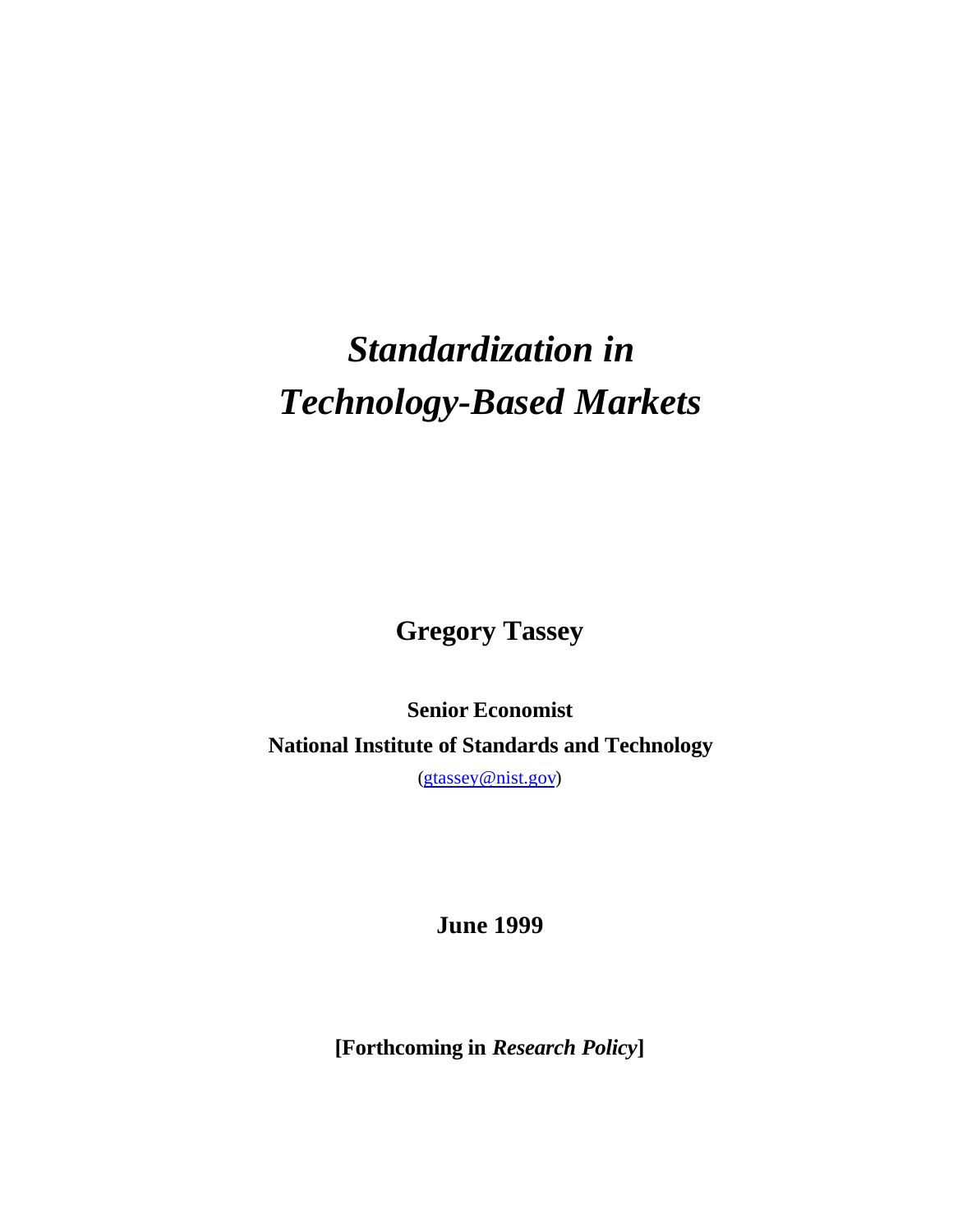# *Standardization in Technology-Based Markets*

**Gregory Tassey**

**Senior Economist**

**National Institute of Standards and Technology**

(gtassey@nist.gov)

**June 1999**

**[Forthcoming in *Research Policy*]**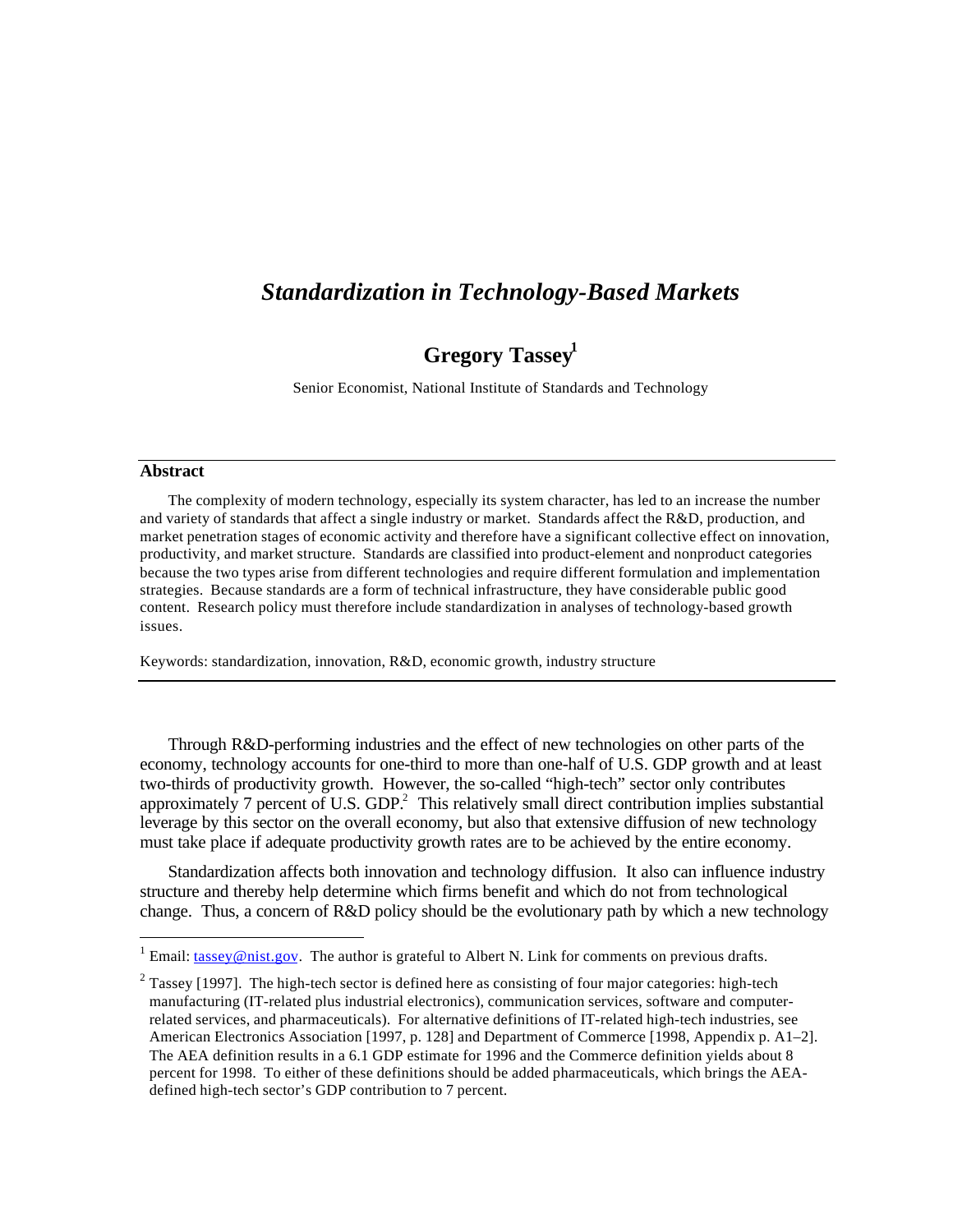# *Standardization in Technology-Based Markets*

**Gregory Tassey**[1]

Senior Economist, National Institute of Standards and Technology

---

**Abstract**

The complexity of modern technology, especially its system character, has led to an increase the number and variety of standards that affect a single industry or market. Standards affect the R&D, production, and market penetration stages of economic activity and therefore have a significant collective effect on innovation, productivity, and market structure. Standards are classified into product-element and nonproduct categories because the two types arise from different technologies and require different formulation and implementation strategies. Because standards are a form of technical infrastructure, they have considerable public good content. Research policy must therefore include standardization in analyses of technology-based growth issues.

Keywords: standardization, innovation, R&D, economic growth, industry structure

---

Through R&D-performing industries and the effect of new technologies on other parts of the economy, technology accounts for one-third to more than one-half of U.S. GDP growth and at least two-thirds of productivity growth. However, the so-called "high-tech" sector only contributes approximately 7 percent of U.S. GDP.[2] This relatively small direct contribution implies substantial leverage by this sector on the overall economy, but also that extensive diffusion of new technology must take place if adequate productivity growth rates are to be achieved by the entire economy.

Standardization affects both innovation and technology diffusion. It also can influence industry structure and thereby help determine which firms benefit and which do not from technological change. Thus, a concern of R&D policy should be the evolutionary path by which a new technology

---

[1] Email: tassey@nist.gov. The author is grateful to Albert N. Link for comments on previous drafts.

[2] Tassey [1997]. The high-tech sector is defined here as consisting of four major categories: high-tech manufacturing (IT-related plus industrial electronics), communication services, software and computer-related services, and pharmaceuticals). For alternative definitions of IT-related high-tech industries, see American Electronics Association [1997, p. 128] and Department of Commerce [1998, Appendix p. A1–2]. The AEA definition results in a 6.1 GDP estimate for 1996 and the Commerce definition yields about 8 percent for 1998. To either of these definitions should be added pharmaceuticals, which brings the AEA-defined high-tech sector's GDP contribution to 7 percent.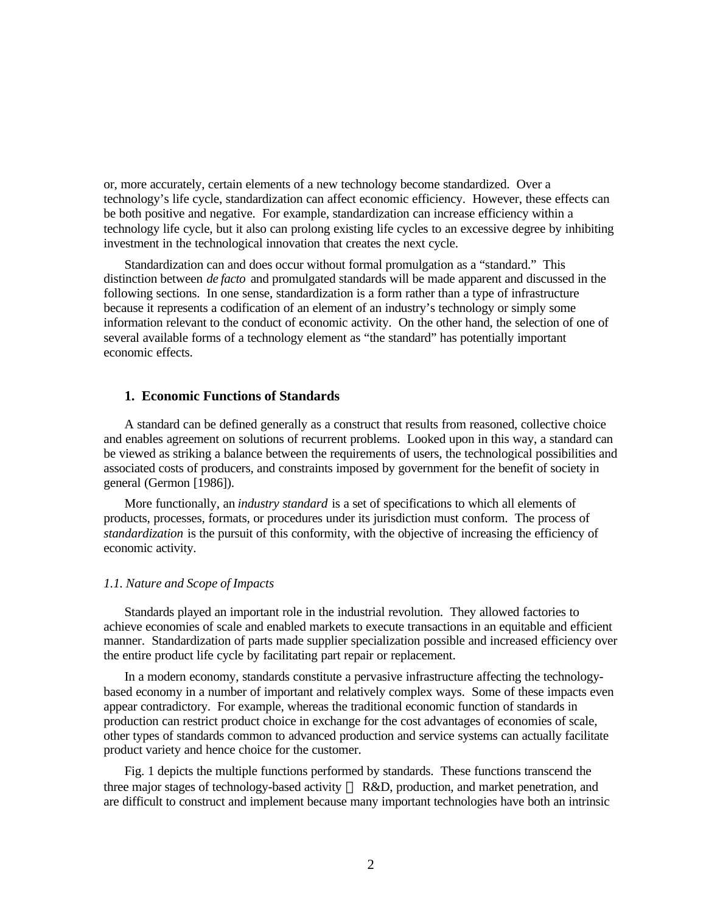or, more accurately, certain elements of a new technology become standardized. Over a technology's life cycle, standardization can affect economic efficiency. However, these effects can be both positive and negative. For example, standardization can increase efficiency within a technology life cycle, but it also can prolong existing life cycles to an excessive degree by inhibiting investment in the technological innovation that creates the next cycle.

Standardization can and does occur without formal promulgation as a "standard." This distinction between *de facto* and promulgated standards will be made apparent and discussed in the following sections. In one sense, standardization is a form rather than a type of infrastructure because it represents a codification of an element of an industry's technology or simply some information relevant to the conduct of economic activity. On the other hand, the selection of one of several available forms of a technology element as "the standard" has potentially important economic effects.

## 1. Economic Functions of Standards

A standard can be defined generally as a construct that results from reasoned, collective choice and enables agreement on solutions of recurrent problems. Looked upon in this way, a standard can be viewed as striking a balance between the requirements of users, the technological possibilities and associated costs of producers, and constraints imposed by government for the benefit of society in general (Germon [1986]).

More functionally, an *industry standard* is a set of specifications to which all elements of products, processes, formats, or procedures under its jurisdiction must conform. The process of *standardization* is the pursuit of this conformity, with the objective of increasing the efficiency of economic activity.

### *1.1. Nature and Scope of Impacts*

Standards played an important role in the industrial revolution. They allowed factories to achieve economies of scale and enabled markets to execute transactions in an equitable and efficient manner. Standardization of parts made supplier specialization possible and increased efficiency over the entire product life cycle by facilitating part repair or replacement.

In a modern economy, standards constitute a pervasive infrastructure affecting the technology-based economy in a number of important and relatively complex ways. Some of these impacts even appear contradictory. For example, whereas the traditional economic function of standards in production can restrict product choice in exchange for the cost advantages of economies of scale, other types of standards common to advanced production and service systems can actually facilitate product variety and hence choice for the customer.

Fig. 1 depicts the multiple functions performed by standards. These functions transcend the three major stages of technology-based activity — R&D, production, and market penetration, and are difficult to construct and implement because many important technologies have both an intrinsic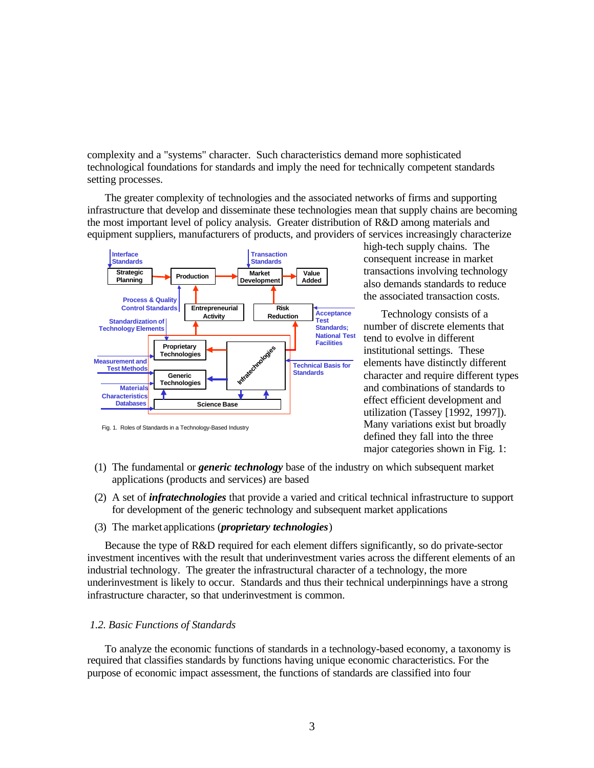complexity and a "systems" character. Such characteristics demand more sophisticated technological foundations for standards and imply the need for technically competent standards setting processes.

The greater complexity of technologies and the associated networks of firms and supporting infrastructure that develop and disseminate these technologies mean that supply chains are becoming the most important level of policy analysis. Greater distribution of R&D among materials and equipment suppliers, manufacturers of products, and providers of services increasingly characterize high-tech supply chains. The consequent increase in market transactions involving technology also demands standards to reduce the associated transaction costs.

Fig. 1. Roles of Standards in a Technology-Based Industry

Technology consists of a number of discrete elements that tend to evolve in different institutional settings. These elements have distinctly different character and require different types and combinations of standards to effect efficient development and utilization (Tassey [1992, 1997]). Many variations exist but broadly defined they fall into the three major categories shown in Fig. 1:

(1) The fundamental or ***generic technology*** base of the industry on which subsequent market applications (products and services) are based

(2) A set of ***infratechnologies*** that provide a varied and critical technical infrastructure to support for development of the generic technology and subsequent market applications

(3) The market applications (***proprietary technologies***)

Because the type of R&D required for each element differs significantly, so do private-sector investment incentives with the result that underinvestment varies across the different elements of an industrial technology. The greater the infrastructural character of a technology, the more underinvestment is likely to occur. Standards and thus their technical underpinnings have a strong infrastructure character, so that underinvestment is common.

### *1.2. Basic Functions of Standards*

To analyze the economic functions of standards in a technology-based economy, a taxonomy is required that classifies standards by functions having unique economic characteristics. For the purpose of economic impact assessment, the functions of standards are classified into four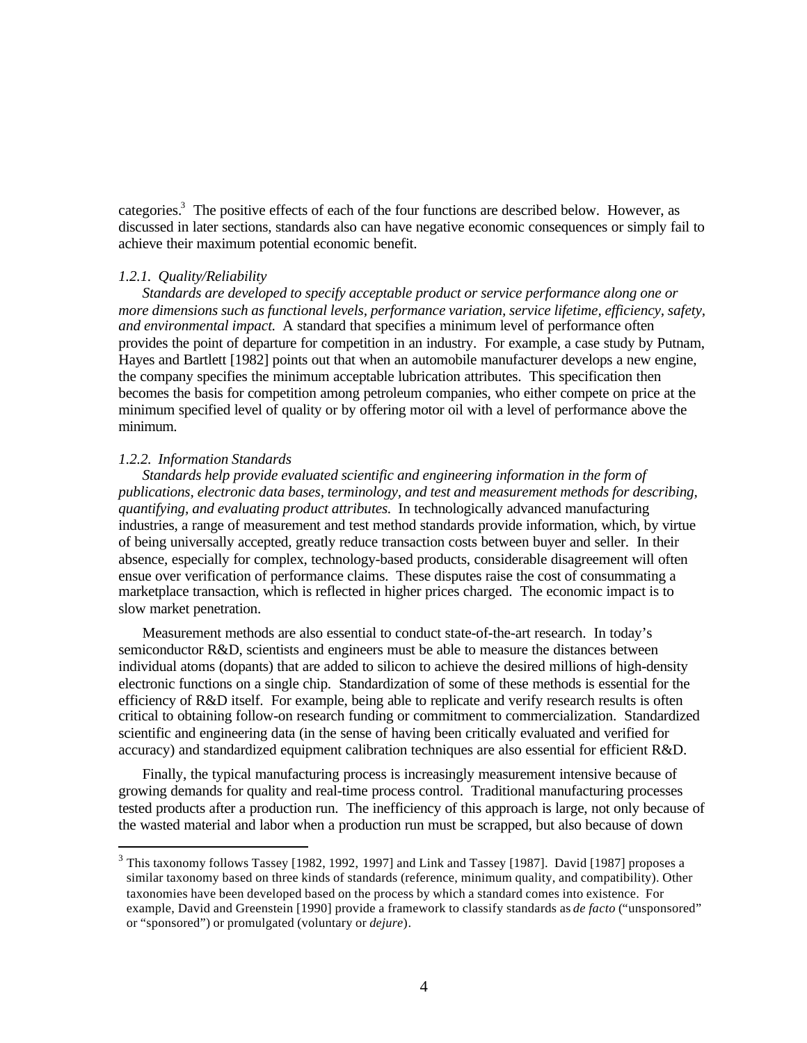categories.[3] The positive effects of each of the four functions are described below. However, as discussed in later sections, standards also can have negative economic consequences or simply fail to achieve their maximum potential economic benefit.

*1.2.1. Quality/Reliability*

*Standards are developed to specify acceptable product or service performance along one or more dimensions such as functional levels, performance variation, service lifetime, efficiency, safety, and environmental impact.* A standard that specifies a minimum level of performance often provides the point of departure for competition in an industry. For example, a case study by Putnam, Hayes and Bartlett [1982] points out that when an automobile manufacturer develops a new engine, the company specifies the minimum acceptable lubrication attributes. This specification then becomes the basis for competition among petroleum companies, who either compete on price at the minimum specified level of quality or by offering motor oil with a level of performance above the minimum.

*1.2.2. Information Standards*

*Standards help provide evaluated scientific and engineering information in the form of publications, electronic data bases, terminology, and test and measurement methods for describing, quantifying, and evaluating product attributes.* In technologically advanced manufacturing industries, a range of measurement and test method standards provide information, which, by virtue of being universally accepted, greatly reduce transaction costs between buyer and seller. In their absence, especially for complex, technology-based products, considerable disagreement will often ensue over verification of performance claims. These disputes raise the cost of consummating a marketplace transaction, which is reflected in higher prices charged. The economic impact is to slow market penetration.

Measurement methods are also essential to conduct state-of-the-art research. In today's semiconductor R&D, scientists and engineers must be able to measure the distances between individual atoms (dopants) that are added to silicon to achieve the desired millions of high-density electronic functions on a single chip. Standardization of some of these methods is essential for the efficiency of R&D itself. For example, being able to replicate and verify research results is often critical to obtaining follow-on research funding or commitment to commercialization. Standardized scientific and engineering data (in the sense of having been critically evaluated and verified for accuracy) and standardized equipment calibration techniques are also essential for efficient R&D.

Finally, the typical manufacturing process is increasingly measurement intensive because of growing demands for quality and real-time process control. Traditional manufacturing processes tested products after a production run. The inefficiency of this approach is large, not only because of the wasted material and labor when a production run must be scrapped, but also because of down

---

[3] This taxonomy follows Tassey [1982, 1992, 1997] and Link and Tassey [1987]. David [1987] proposes a similar taxonomy based on three kinds of standards (reference, minimum quality, and compatibility). Other taxonomies have been developed based on the process by which a standard comes into existence. For example, David and Greenstein [1990] provide a framework to classify standards as *de facto* ("unsponsored" or "sponsored") or promulgated (voluntary or *dejure*).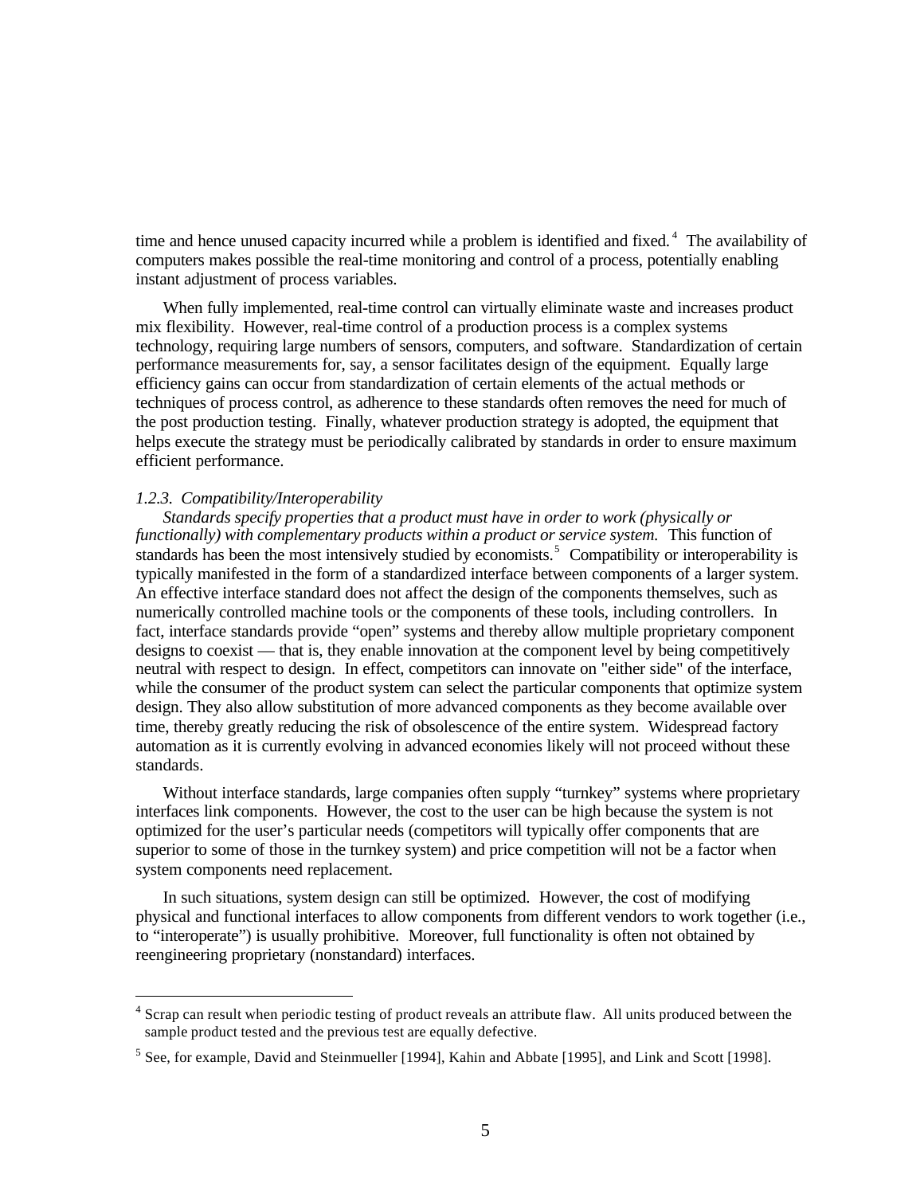time and hence unused capacity incurred while a problem is identified and fixed.[4] The availability of computers makes possible the real-time monitoring and control of a process, potentially enabling instant adjustment of process variables.

When fully implemented, real-time control can virtually eliminate waste and increases product mix flexibility. However, real-time control of a production process is a complex systems technology, requiring large numbers of sensors, computers, and software. Standardization of certain performance measurements for, say, a sensor facilitates design of the equipment. Equally large efficiency gains can occur from standardization of certain elements of the actual methods or techniques of process control, as adherence to these standards often removes the need for much of the post production testing. Finally, whatever production strategy is adopted, the equipment that helps execute the strategy must be periodically calibrated by standards in order to ensure maximum efficient performance.

*1.2.3. Compatibility/Interoperability*

*Standards specify properties that a product must have in order to work (physically or functionally) with complementary products within a product or service system.* This function of standards has been the most intensively studied by economists.[5] Compatibility or interoperability is typically manifested in the form of a standardized interface between components of a larger system. An effective interface standard does not affect the design of the components themselves, such as numerically controlled machine tools or the components of these tools, including controllers. In fact, interface standards provide "open" systems and thereby allow multiple proprietary component designs to coexist — that is, they enable innovation at the component level by being competitively neutral with respect to design. In effect, competitors can innovate on "either side" of the interface, while the consumer of the product system can select the particular components that optimize system design. They also allow substitution of more advanced components as they become available over time, thereby greatly reducing the risk of obsolescence of the entire system. Widespread factory automation as it is currently evolving in advanced economies likely will not proceed without these standards.

Without interface standards, large companies often supply "turnkey" systems where proprietary interfaces link components. However, the cost to the user can be high because the system is not optimized for the user's particular needs (competitors will typically offer components that are superior to some of those in the turnkey system) and price competition will not be a factor when system components need replacement.

In such situations, system design can still be optimized. However, the cost of modifying physical and functional interfaces to allow components from different vendors to work together (i.e., to "interoperate") is usually prohibitive. Moreover, full functionality is often not obtained by reengineering proprietary (nonstandard) interfaces.

---

[4] Scrap can result when periodic testing of product reveals an attribute flaw. All units produced between the sample product tested and the previous test are equally defective.

[5] See, for example, David and Steinmueller [1994], Kahin and Abbate [1995], and Link and Scott [1998].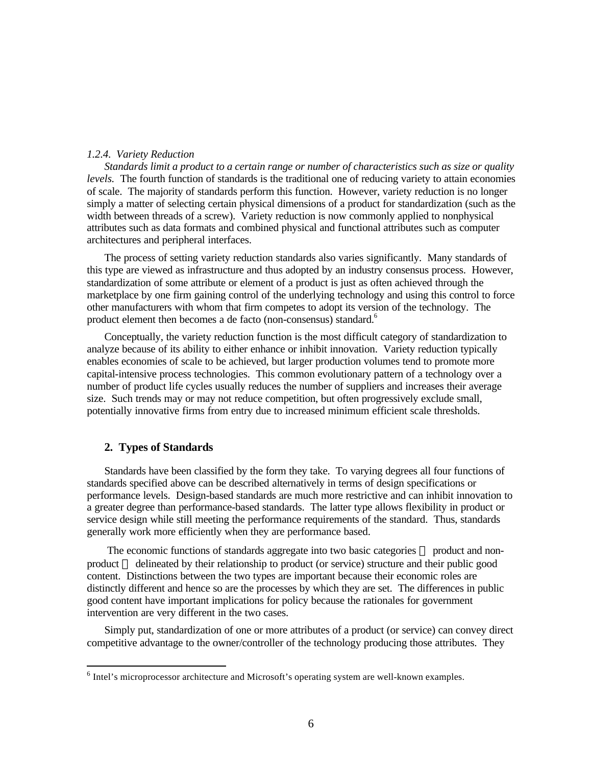*1.2.4. Variety Reduction*

*Standards limit a product to a certain range or number of characteristics such as size or quality levels.* The fourth function of standards is the traditional one of reducing variety to attain economies of scale. The majority of standards perform this function. However, variety reduction is no longer simply a matter of selecting certain physical dimensions of a product for standardization (such as the width between threads of a screw). Variety reduction is now commonly applied to nonphysical attributes such as data formats and combined physical and functional attributes such as computer architectures and peripheral interfaces.

The process of setting variety reduction standards also varies significantly. Many standards of this type are viewed as infrastructure and thus adopted by an industry consensus process. However, standardization of some attribute or element of a product is just as often achieved through the marketplace by one firm gaining control of the underlying technology and using this control to force other manufacturers with whom that firm competes to adopt its version of the technology. The product element then becomes a de facto (non-consensus) standard.[6]

Conceptually, the variety reduction function is the most difficult category of standardization to analyze because of its ability to either enhance or inhibit innovation. Variety reduction typically enables economies of scale to be achieved, but larger production volumes tend to promote more capital-intensive process technologies. This common evolutionary pattern of a technology over a number of product life cycles usually reduces the number of suppliers and increases their average size. Such trends may or may not reduce competition, but often progressively exclude small, potentially innovative firms from entry due to increased minimum efficient scale thresholds.

## 2. Types of Standards

Standards have been classified by the form they take. To varying degrees all four functions of standards specified above can be described alternatively in terms of design specifications or performance levels. Design-based standards are much more restrictive and can inhibit innovation to a greater degree than performance-based standards. The latter type allows flexibility in product or service design while still meeting the performance requirements of the standard. Thus, standards generally work more efficiently when they are performance based.

The economic functions of standards aggregate into two basic categories — product and non-product — delineated by their relationship to product (or service) structure and their public good content. Distinctions between the two types are important because their economic roles are distinctly different and hence so are the processes by which they are set. The differences in public good content have important implications for policy because the rationales for government intervention are very different in the two cases.

Simply put, standardization of one or more attributes of a product (or service) can convey direct competitive advantage to the owner/controller of the technology producing those attributes. They

[6] Intel's microprocessor architecture and Microsoft's operating system are well-known examples.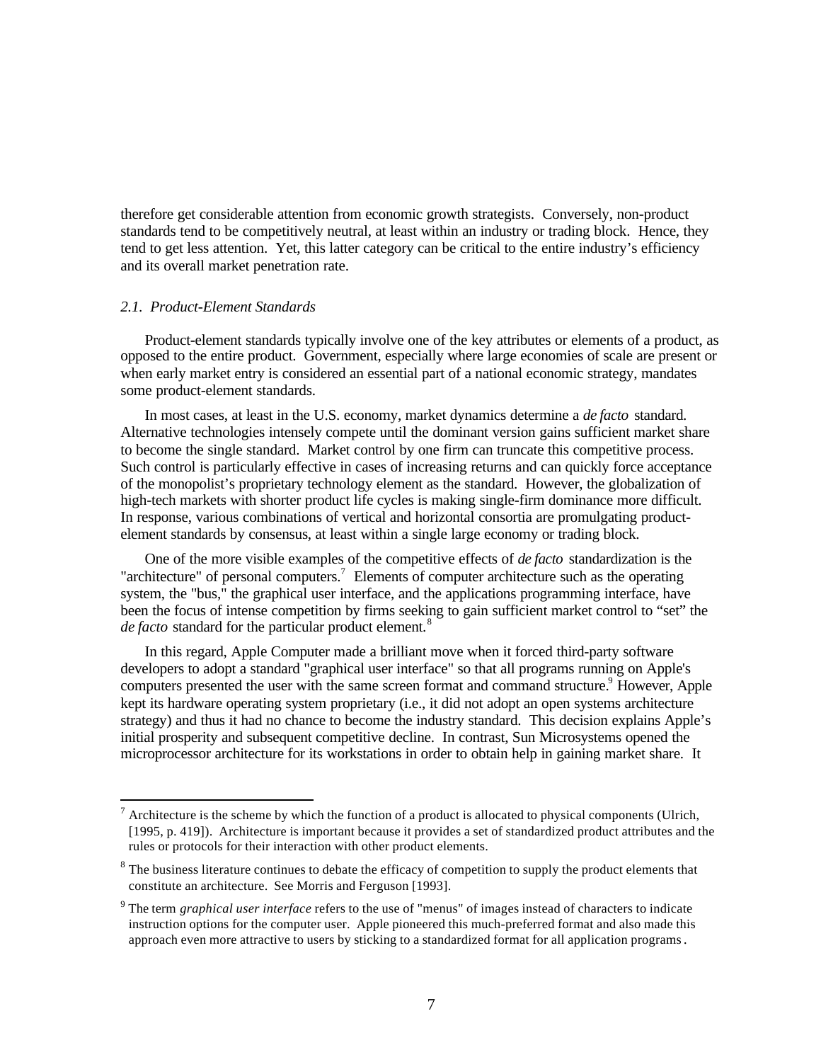therefore get considerable attention from economic growth strategists. Conversely, non-product standards tend to be competitively neutral, at least within an industry or trading block. Hence, they tend to get less attention. Yet, this latter category can be critical to the entire industry's efficiency and its overall market penetration rate.

### *2.1. Product-Element Standards*

Product-element standards typically involve one of the key attributes or elements of a product, as opposed to the entire product. Government, especially where large economies of scale are present or when early market entry is considered an essential part of a national economic strategy, mandates some product-element standards.

In most cases, at least in the U.S. economy, market dynamics determine a *de facto* standard. Alternative technologies intensely compete until the dominant version gains sufficient market share to become the single standard. Market control by one firm can truncate this competitive process. Such control is particularly effective in cases of increasing returns and can quickly force acceptance of the monopolist's proprietary technology element as the standard. However, the globalization of high-tech markets with shorter product life cycles is making single-firm dominance more difficult. In response, various combinations of vertical and horizontal consortia are promulgating product-element standards by consensus, at least within a single large economy or trading block.

One of the more visible examples of the competitive effects of *de facto* standardization is the "architecture" of personal computers.[7] Elements of computer architecture such as the operating system, the "bus," the graphical user interface, and the applications programming interface, have been the focus of intense competition by firms seeking to gain sufficient market control to "set" the *de facto* standard for the particular product element.[8]

In this regard, Apple Computer made a brilliant move when it forced third-party software developers to adopt a standard "graphical user interface" so that all programs running on Apple's computers presented the user with the same screen format and command structure.[9] However, Apple kept its hardware operating system proprietary (i.e., it did not adopt an open systems architecture strategy) and thus it had no chance to become the industry standard. This decision explains Apple's initial prosperity and subsequent competitive decline. In contrast, Sun Microsystems opened the microprocessor architecture for its workstations in order to obtain help in gaining market share. It

---

[7] Architecture is the scheme by which the function of a product is allocated to physical components (Ulrich, [1995, p. 419]). Architecture is important because it provides a set of standardized product attributes and the rules or protocols for their interaction with other product elements.

[8] The business literature continues to debate the efficacy of competition to supply the product elements that constitute an architecture. See Morris and Ferguson [1993].

[9] The term *graphical user interface* refers to the use of "menus" of images instead of characters to indicate instruction options for the computer user. Apple pioneered this much-preferred format and also made this approach even more attractive to users by sticking to a standardized format for all application programs.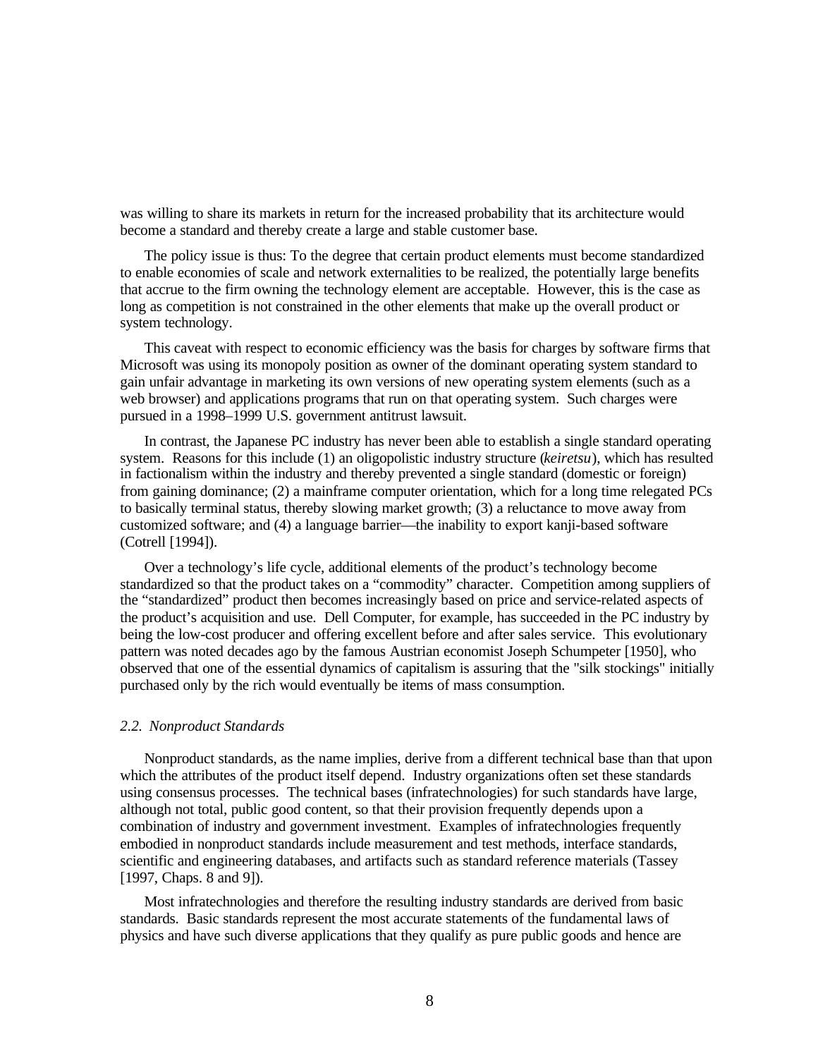was willing to share its markets in return for the increased probability that its architecture would become a standard and thereby create a large and stable customer base.

The policy issue is thus: To the degree that certain product elements must become standardized to enable economies of scale and network externalities to be realized, the potentially large benefits that accrue to the firm owning the technology element are acceptable. However, this is the case as long as competition is not constrained in the other elements that make up the overall product or system technology.

This caveat with respect to economic efficiency was the basis for charges by software firms that Microsoft was using its monopoly position as owner of the dominant operating system standard to gain unfair advantage in marketing its own versions of new operating system elements (such as a web browser) and applications programs that run on that operating system. Such charges were pursued in a 1998–1999 U.S. government antitrust lawsuit.

In contrast, the Japanese PC industry has never been able to establish a single standard operating system. Reasons for this include (1) an oligopolistic industry structure (*keiretsu*), which has resulted in factionalism within the industry and thereby prevented a single standard (domestic or foreign) from gaining dominance; (2) a mainframe computer orientation, which for a long time relegated PCs to basically terminal status, thereby slowing market growth; (3) a reluctance to move away from customized software; and (4) a language barrier—the inability to export kanji-based software (Cotrell [1994]).

Over a technology's life cycle, additional elements of the product's technology become standardized so that the product takes on a "commodity" character. Competition among suppliers of the "standardized" product then becomes increasingly based on price and service-related aspects of the product's acquisition and use. Dell Computer, for example, has succeeded in the PC industry by being the low-cost producer and offering excellent before and after sales service. This evolutionary pattern was noted decades ago by the famous Austrian economist Joseph Schumpeter [1950], who observed that one of the essential dynamics of capitalism is assuring that the "silk stockings" initially purchased only by the rich would eventually be items of mass consumption.

### *2.2. Nonproduct Standards*

Nonproduct standards, as the name implies, derive from a different technical base than that upon which the attributes of the product itself depend. Industry organizations often set these standards using consensus processes. The technical bases (infratechnologies) for such standards have large, although not total, public good content, so that their provision frequently depends upon a combination of industry and government investment. Examples of infratechnologies frequently embodied in nonproduct standards include measurement and test methods, interface standards, scientific and engineering databases, and artifacts such as standard reference materials (Tassey [1997, Chaps. 8 and 9]).

Most infratechnologies and therefore the resulting industry standards are derived from basic standards. Basic standards represent the most accurate statements of the fundamental laws of physics and have such diverse applications that they qualify as pure public goods and hence are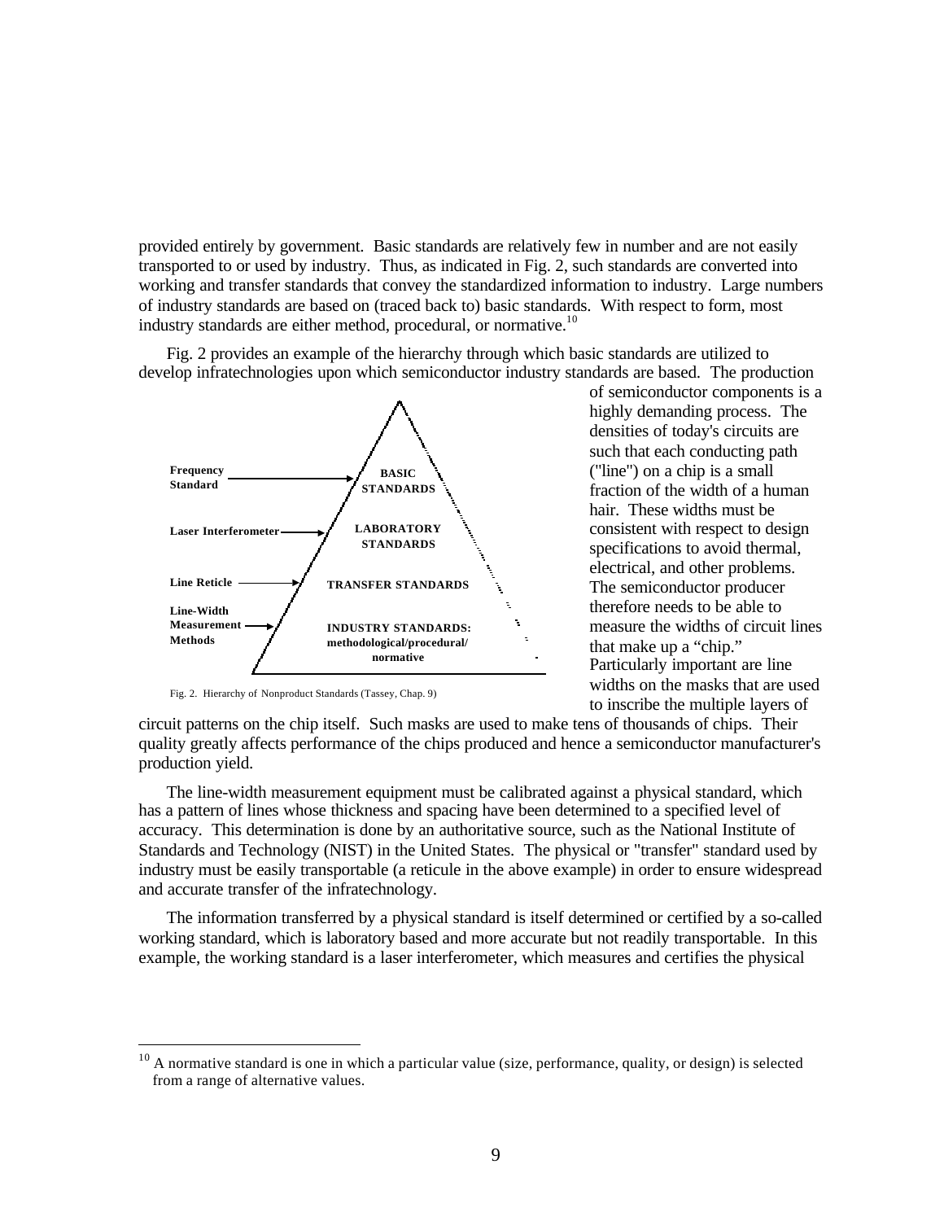provided entirely by government. Basic standards are relatively few in number and are not easily transported to or used by industry. Thus, as indicated in Fig. 2, such standards are converted into working and transfer standards that convey the standardized information to industry. Large numbers of industry standards are based on (traced back to) basic standards. With respect to form, most industry standards are either method, procedural, or normative.[10]

Fig. 2 provides an example of the hierarchy through which basic standards are utilized to develop infratechnologies upon which semiconductor industry standards are based. The production of semiconductor components is a highly demanding process. The densities of today's circuits are such that each conducting path ("line") on a chip is a small fraction of the width of a human hair. These widths must be consistent with respect to design specifications to avoid thermal, electrical, and other problems. The semiconductor producer therefore needs to be able to measure the widths of circuit lines that make up a "chip." Particularly important are line widths on the masks that are used to inscribe the multiple layers of circuit patterns on the chip itself. Such masks are used to make tens of thousands of chips. Their quality greatly affects performance of the chips produced and hence a semiconductor manufacturer's production yield.

Frequency Standard → BASIC STANDARDS

Laser Interferometer → LABORATORY STANDARDS

Line Reticle → TRANSFER STANDARDS

Line-Width Measurement Methods → INDUSTRY STANDARDS: methodological/procedural/ normative

Fig. 2. Hierarchy of Nonproduct Standards (Tassey, Chap. 9)

The line-width measurement equipment must be calibrated against a physical standard, which has a pattern of lines whose thickness and spacing have been determined to a specified level of accuracy. This determination is done by an authoritative source, such as the National Institute of Standards and Technology (NIST) in the United States. The physical or "transfer" standard used by industry must be easily transportable (a reticule in the above example) in order to ensure widespread and accurate transfer of the infratechnology.

The information transferred by a physical standard is itself determined or certified by a so-called working standard, which is laboratory based and more accurate but not readily transportable. In this example, the working standard is a laser interferometer, which measures and certifies the physical

[10] A normative standard is one in which a particular value (size, performance, quality, or design) is selected from a range of alternative values.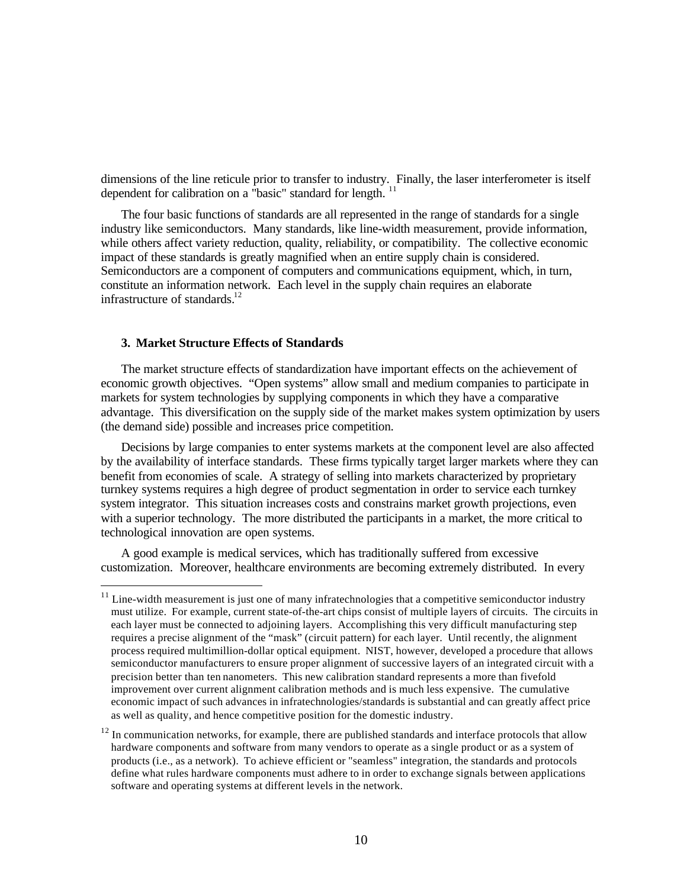dimensions of the line reticule prior to transfer to industry. Finally, the laser interferometer is itself dependent for calibration on a "basic" standard for length. [11]

The four basic functions of standards are all represented in the range of standards for a single industry like semiconductors. Many standards, like line-width measurement, provide information, while others affect variety reduction, quality, reliability, or compatibility. The collective economic impact of these standards is greatly magnified when an entire supply chain is considered. Semiconductors are a component of computers and communications equipment, which, in turn, constitute an information network. Each level in the supply chain requires an elaborate infrastructure of standards.[12]

### 3. Market Structure Effects of Standards

The market structure effects of standardization have important effects on the achievement of economic growth objectives. "Open systems" allow small and medium companies to participate in markets for system technologies by supplying components in which they have a comparative advantage. This diversification on the supply side of the market makes system optimization by users (the demand side) possible and increases price competition.

Decisions by large companies to enter systems markets at the component level are also affected by the availability of interface standards. These firms typically target larger markets where they can benefit from economies of scale. A strategy of selling into markets characterized by proprietary turnkey systems requires a high degree of product segmentation in order to service each turnkey system integrator. This situation increases costs and constrains market growth projections, even with a superior technology. The more distributed the participants in a market, the more critical to technological innovation are open systems.

A good example is medical services, which has traditionally suffered from excessive customization. Moreover, healthcare environments are becoming extremely distributed. In every

---

[11] Line-width measurement is just one of many infratechnologies that a competitive semiconductor industry must utilize. For example, current state-of-the-art chips consist of multiple layers of circuits. The circuits in each layer must be connected to adjoining layers. Accomplishing this very difficult manufacturing step requires a precise alignment of the "mask" (circuit pattern) for each layer. Until recently, the alignment process required multimillion-dollar optical equipment. NIST, however, developed a procedure that allows semiconductor manufacturers to ensure proper alignment of successive layers of an integrated circuit with a precision better than ten nanometers. This new calibration standard represents a more than fivefold improvement over current alignment calibration methods and is much less expensive. The cumulative economic impact of such advances in infratechnologies/standards is substantial and can greatly affect price as well as quality, and hence competitive position for the domestic industry.

[12] In communication networks, for example, there are published standards and interface protocols that allow hardware components and software from many vendors to operate as a single product or as a system of products (i.e., as a network). To achieve efficient or "seamless" integration, the standards and protocols define what rules hardware components must adhere to in order to exchange signals between applications software and operating systems at different levels in the network.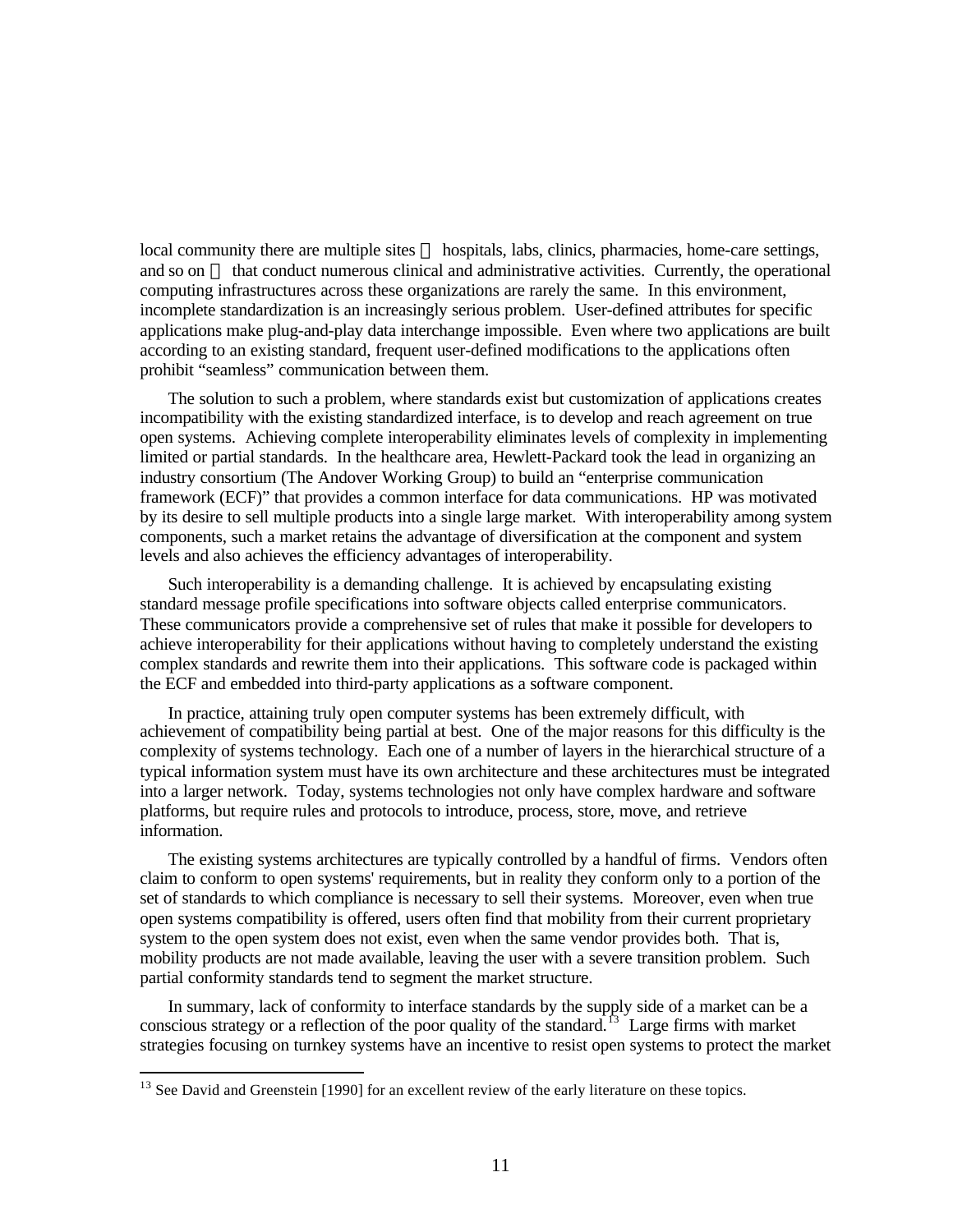local community there are multiple sites — hospitals, labs, clinics, pharmacies, home-care settings, and so on — that conduct numerous clinical and administrative activities. Currently, the operational computing infrastructures across these organizations are rarely the same. In this environment, incomplete standardization is an increasingly serious problem. User-defined attributes for specific applications make plug-and-play data interchange impossible. Even where two applications are built according to an existing standard, frequent user-defined modifications to the applications often prohibit "seamless" communication between them.

The solution to such a problem, where standards exist but customization of applications creates incompatibility with the existing standardized interface, is to develop and reach agreement on true open systems. Achieving complete interoperability eliminates levels of complexity in implementing limited or partial standards. In the healthcare area, Hewlett-Packard took the lead in organizing an industry consortium (The Andover Working Group) to build an "enterprise communication framework (ECF)" that provides a common interface for data communications. HP was motivated by its desire to sell multiple products into a single large market. With interoperability among system components, such a market retains the advantage of diversification at the component and system levels and also achieves the efficiency advantages of interoperability.

Such interoperability is a demanding challenge. It is achieved by encapsulating existing standard message profile specifications into software objects called enterprise communicators. These communicators provide a comprehensive set of rules that make it possible for developers to achieve interoperability for their applications without having to completely understand the existing complex standards and rewrite them into their applications. This software code is packaged within the ECF and embedded into third-party applications as a software component.

In practice, attaining truly open computer systems has been extremely difficult, with achievement of compatibility being partial at best. One of the major reasons for this difficulty is the complexity of systems technology. Each one of a number of layers in the hierarchical structure of a typical information system must have its own architecture and these architectures must be integrated into a larger network. Today, systems technologies not only have complex hardware and software platforms, but require rules and protocols to introduce, process, store, move, and retrieve information.

The existing systems architectures are typically controlled by a handful of firms. Vendors often claim to conform to open systems' requirements, but in reality they conform only to a portion of the set of standards to which compliance is necessary to sell their systems. Moreover, even when true open systems compatibility is offered, users often find that mobility from their current proprietary system to the open system does not exist, even when the same vendor provides both. That is, mobility products are not made available, leaving the user with a severe transition problem. Such partial conformity standards tend to segment the market structure.

In summary, lack of conformity to interface standards by the supply side of a market can be a conscious strategy or a reflection of the poor quality of the standard.[13] Large firms with market strategies focusing on turnkey systems have an incentive to resist open systems to protect the market

---

[13] See David and Greenstein [1990] for an excellent review of the early literature on these topics.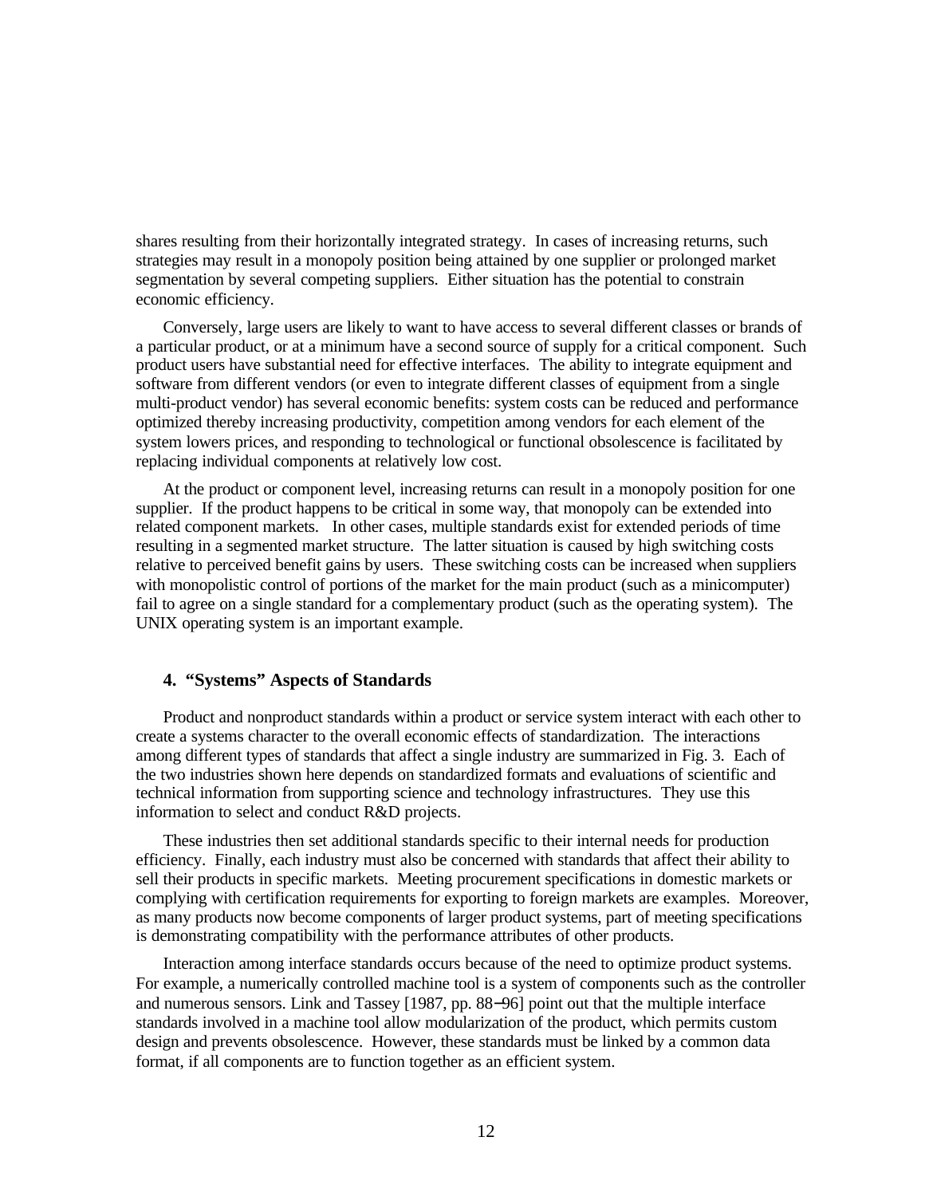shares resulting from their horizontally integrated strategy. In cases of increasing returns, such strategies may result in a monopoly position being attained by one supplier or prolonged market segmentation by several competing suppliers. Either situation has the potential to constrain economic efficiency.

Conversely, large users are likely to want to have access to several different classes or brands of a particular product, or at a minimum have a second source of supply for a critical component. Such product users have substantial need for effective interfaces. The ability to integrate equipment and software from different vendors (or even to integrate different classes of equipment from a single multi-product vendor) has several economic benefits: system costs can be reduced and performance optimized thereby increasing productivity, competition among vendors for each element of the system lowers prices, and responding to technological or functional obsolescence is facilitated by replacing individual components at relatively low cost.

At the product or component level, increasing returns can result in a monopoly position for one supplier. If the product happens to be critical in some way, that monopoly can be extended into related component markets. In other cases, multiple standards exist for extended periods of time resulting in a segmented market structure. The latter situation is caused by high switching costs relative to perceived benefit gains by users. These switching costs can be increased when suppliers with monopolistic control of portions of the market for the main product (such as a minicomputer) fail to agree on a single standard for a complementary product (such as the operating system). The UNIX operating system is an important example.

## 4. "Systems" Aspects of Standards

Product and nonproduct standards within a product or service system interact with each other to create a systems character to the overall economic effects of standardization. The interactions among different types of standards that affect a single industry are summarized in Fig. 3. Each of the two industries shown here depends on standardized formats and evaluations of scientific and technical information from supporting science and technology infrastructures. They use this information to select and conduct R&D projects.

These industries then set additional standards specific to their internal needs for production efficiency. Finally, each industry must also be concerned with standards that affect their ability to sell their products in specific markets. Meeting procurement specifications in domestic markets or complying with certification requirements for exporting to foreign markets are examples. Moreover, as many products now become components of larger product systems, part of meeting specifications is demonstrating compatibility with the performance attributes of other products.

Interaction among interface standards occurs because of the need to optimize product systems. For example, a numerically controlled machine tool is a system of components such as the controller and numerous sensors. Link and Tassey [1987, pp. 88–96] point out that the multiple interface standards involved in a machine tool allow modularization of the product, which permits custom design and prevents obsolescence. However, these standards must be linked by a common data format, if all components are to function together as an efficient system.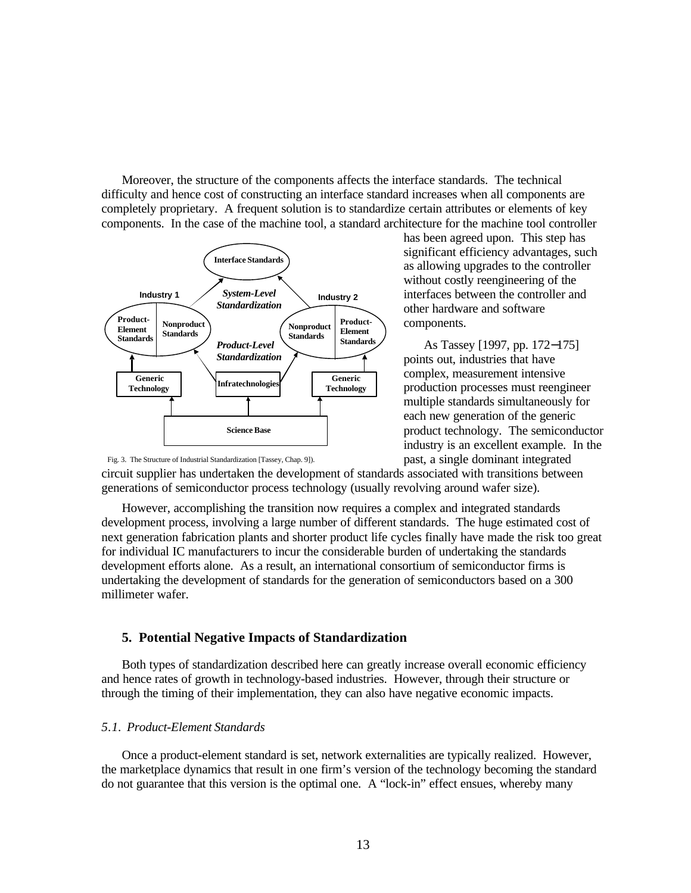Moreover, the structure of the components affects the interface standards. The technical difficulty and hence cost of constructing an interface standard increases when all components are completely proprietary. A frequent solution is to standardize certain attributes or elements of key components. In the case of the machine tool, a standard architecture for the machine tool controller has been agreed upon. This step has significant efficiency advantages, such as allowing upgrades to the controller without costly reengineering of the interfaces between the controller and other hardware and software components.

Fig. 3. The Structure of Industrial Standardization [Tassey, Chap. 9]).

As Tassey [1997, pp. 172−175] points out, industries that have complex, measurement intensive production processes must reengineer multiple standards simultaneously for each new generation of the generic product technology. The semiconductor industry is an excellent example. In the past, a single dominant integrated circuit supplier has undertaken the development of standards associated with transitions between generations of semiconductor process technology (usually revolving around wafer size).

However, accomplishing the transition now requires a complex and integrated standards development process, involving a large number of different standards. The huge estimated cost of next generation fabrication plants and shorter product life cycles finally have made the risk too great for individual IC manufacturers to incur the considerable burden of undertaking the standards development efforts alone. As a result, an international consortium of semiconductor firms is undertaking the development of standards for the generation of semiconductors based on a 300 millimeter wafer.

## 5. Potential Negative Impacts of Standardization

Both types of standardization described here can greatly increase overall economic efficiency and hence rates of growth in technology-based industries. However, through their structure or through the timing of their implementation, they can also have negative economic impacts.

### *5.1. Product-Element Standards*

Once a product-element standard is set, network externalities are typically realized. However, the marketplace dynamics that result in one firm's version of the technology becoming the standard do not guarantee that this version is the optimal one. A "lock-in" effect ensues, whereby many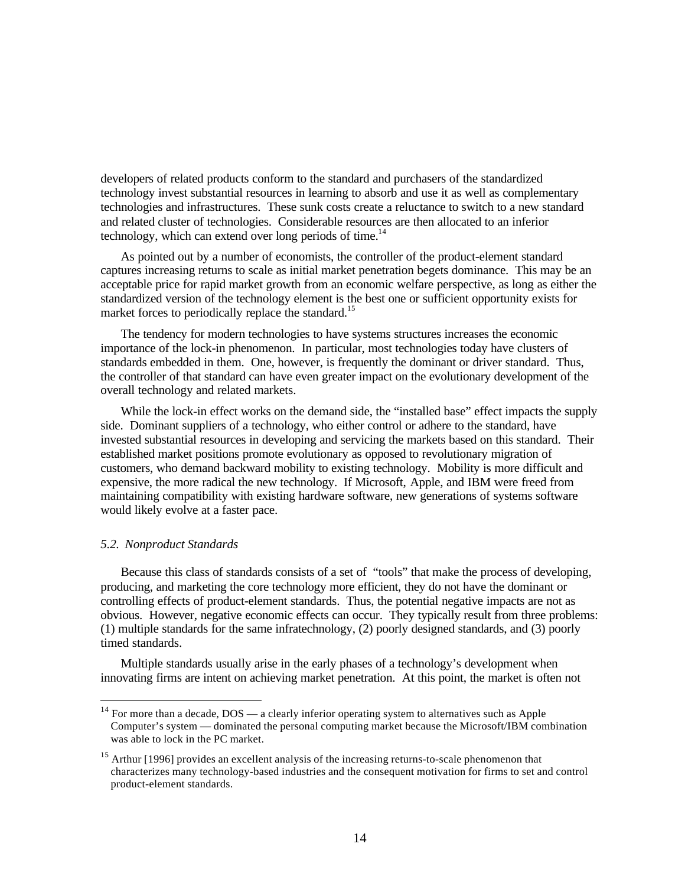developers of related products conform to the standard and purchasers of the standardized technology invest substantial resources in learning to absorb and use it as well as complementary technologies and infrastructures. These sunk costs create a reluctance to switch to a new standard and related cluster of technologies. Considerable resources are then allocated to an inferior technology, which can extend over long periods of time.[14]

As pointed out by a number of economists, the controller of the product-element standard captures increasing returns to scale as initial market penetration begets dominance. This may be an acceptable price for rapid market growth from an economic welfare perspective, as long as either the standardized version of the technology element is the best one or sufficient opportunity exists for market forces to periodically replace the standard.[15]

The tendency for modern technologies to have systems structures increases the economic importance of the lock-in phenomenon. In particular, most technologies today have clusters of standards embedded in them. One, however, is frequently the dominant or driver standard. Thus, the controller of that standard can have even greater impact on the evolutionary development of the overall technology and related markets.

While the lock-in effect works on the demand side, the "installed base" effect impacts the supply side. Dominant suppliers of a technology, who either control or adhere to the standard, have invested substantial resources in developing and servicing the markets based on this standard. Their established market positions promote evolutionary as opposed to revolutionary migration of customers, who demand backward mobility to existing technology. Mobility is more difficult and expensive, the more radical the new technology. If Microsoft, Apple, and IBM were freed from maintaining compatibility with existing hardware software, new generations of systems software would likely evolve at a faster pace.

### *5.2. Nonproduct Standards*

Because this class of standards consists of a set of "tools" that make the process of developing, producing, and marketing the core technology more efficient, they do not have the dominant or controlling effects of product-element standards. Thus, the potential negative impacts are not as obvious. However, negative economic effects can occur. They typically result from three problems: (1) multiple standards for the same infratechnology, (2) poorly designed standards, and (3) poorly timed standards.

Multiple standards usually arise in the early phases of a technology's development when innovating firms are intent on achieving market penetration. At this point, the market is often not

---

[14] For more than a decade, DOS — a clearly inferior operating system to alternatives such as Apple Computer's system — dominated the personal computing market because the Microsoft/IBM combination was able to lock in the PC market.

[15] Arthur [1996] provides an excellent analysis of the increasing returns-to-scale phenomenon that characterizes many technology-based industries and the consequent motivation for firms to set and control product-element standards.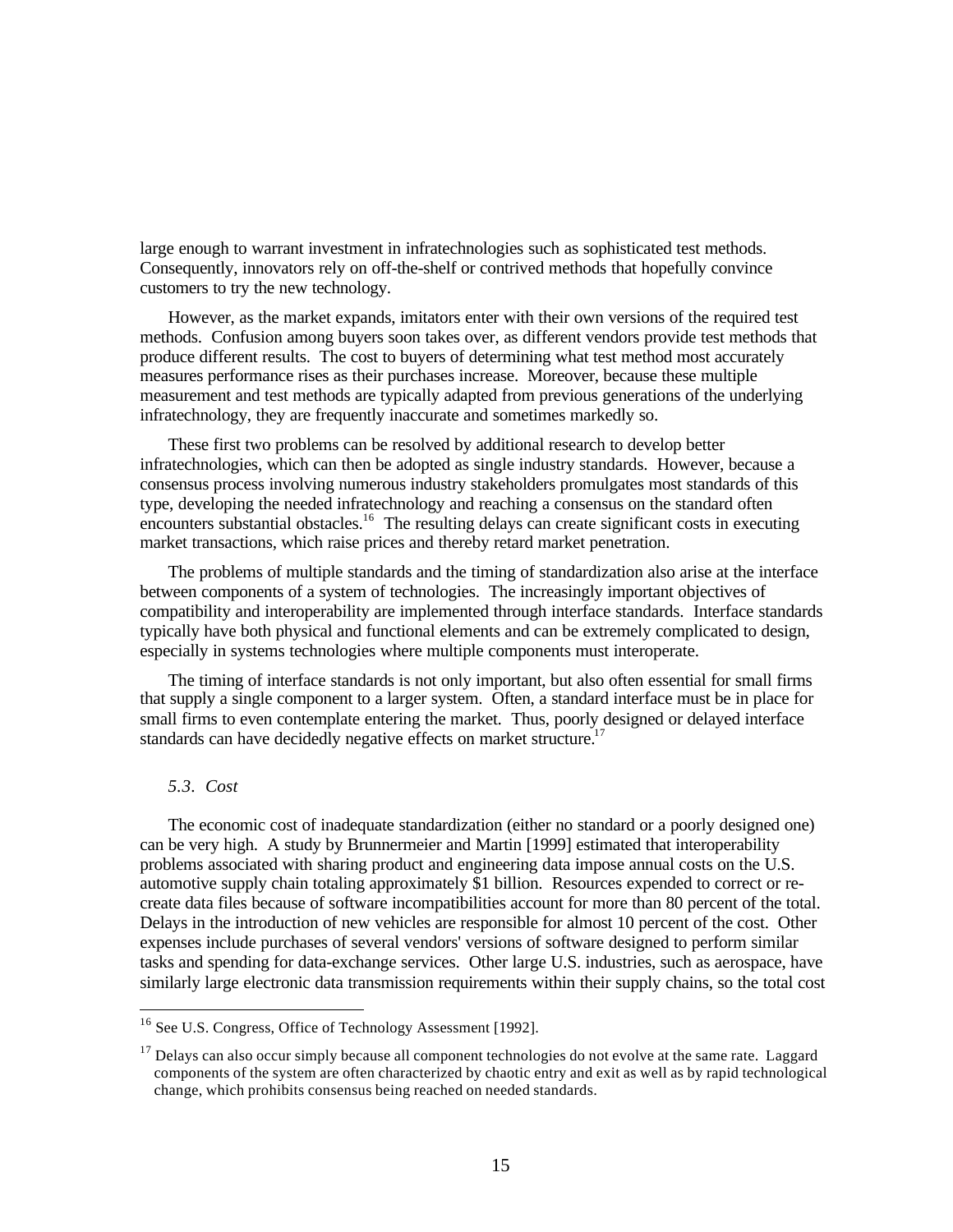large enough to warrant investment in infratechnologies such as sophisticated test methods. Consequently, innovators rely on off-the-shelf or contrived methods that hopefully convince customers to try the new technology.

However, as the market expands, imitators enter with their own versions of the required test methods. Confusion among buyers soon takes over, as different vendors provide test methods that produce different results. The cost to buyers of determining what test method most accurately measures performance rises as their purchases increase. Moreover, because these multiple measurement and test methods are typically adapted from previous generations of the underlying infratechnology, they are frequently inaccurate and sometimes markedly so.

These first two problems can be resolved by additional research to develop better infratechnologies, which can then be adopted as single industry standards. However, because a consensus process involving numerous industry stakeholders promulgates most standards of this type, developing the needed infratechnology and reaching a consensus on the standard often encounters substantial obstacles.[16] The resulting delays can create significant costs in executing market transactions, which raise prices and thereby retard market penetration.

The problems of multiple standards and the timing of standardization also arise at the interface between components of a system of technologies. The increasingly important objectives of compatibility and interoperability are implemented through interface standards. Interface standards typically have both physical and functional elements and can be extremely complicated to design, especially in systems technologies where multiple components must interoperate.

The timing of interface standards is not only important, but also often essential for small firms that supply a single component to a larger system. Often, a standard interface must be in place for small firms to even contemplate entering the market. Thus, poorly designed or delayed interface standards can have decidedly negative effects on market structure.[17]

### *5.3. Cost*

The economic cost of inadequate standardization (either no standard or a poorly designed one) can be very high. A study by Brunnermeier and Martin [1999] estimated that interoperability problems associated with sharing product and engineering data impose annual costs on the U.S. automotive supply chain totaling approximately $1 billion. Resources expended to correct or re-create data files because of software incompatibilities account for more than 80 percent of the total. Delays in the introduction of new vehicles are responsible for almost 10 percent of the cost. Other expenses include purchases of several vendors' versions of software designed to perform similar tasks and spending for data-exchange services. Other large U.S. industries, such as aerospace, have similarly large electronic data transmission requirements within their supply chains, so the total cost

---

[16] See U.S. Congress, Office of Technology Assessment [1992].

[17] Delays can also occur simply because all component technologies do not evolve at the same rate. Laggard components of the system are often characterized by chaotic entry and exit as well as by rapid technological change, which prohibits consensus being reached on needed standards.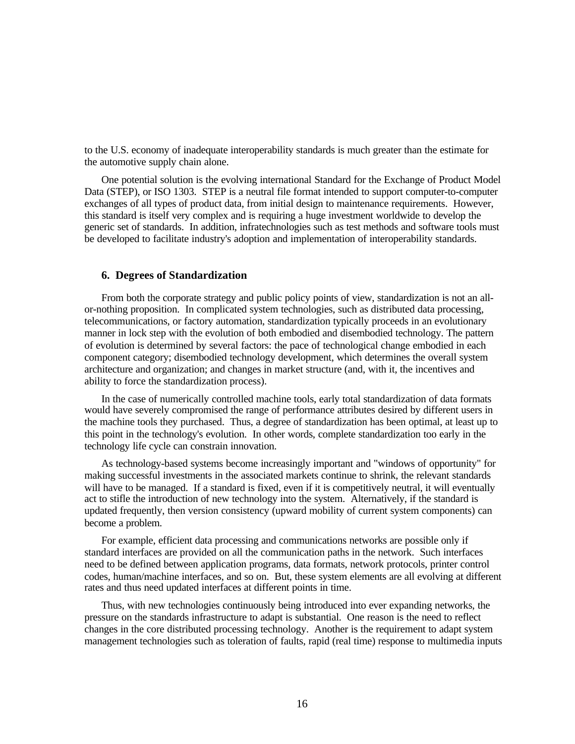to the U.S. economy of inadequate interoperability standards is much greater than the estimate for the automotive supply chain alone.

One potential solution is the evolving international Standard for the Exchange of Product Model Data (STEP), or ISO 1303. STEP is a neutral file format intended to support computer-to-computer exchanges of all types of product data, from initial design to maintenance requirements. However, this standard is itself very complex and is requiring a huge investment worldwide to develop the generic set of standards. In addition, infratechnologies such as test methods and software tools must be developed to facilitate industry's adoption and implementation of interoperability standards.

## 6. Degrees of Standardization

From both the corporate strategy and public policy points of view, standardization is not an all-or-nothing proposition. In complicated system technologies, such as distributed data processing, telecommunications, or factory automation, standardization typically proceeds in an evolutionary manner in lock step with the evolution of both embodied and disembodied technology. The pattern of evolution is determined by several factors: the pace of technological change embodied in each component category; disembodied technology development, which determines the overall system architecture and organization; and changes in market structure (and, with it, the incentives and ability to force the standardization process).

In the case of numerically controlled machine tools, early total standardization of data formats would have severely compromised the range of performance attributes desired by different users in the machine tools they purchased. Thus, a degree of standardization has been optimal, at least up to this point in the technology's evolution. In other words, complete standardization too early in the technology life cycle can constrain innovation.

As technology-based systems become increasingly important and "windows of opportunity" for making successful investments in the associated markets continue to shrink, the relevant standards will have to be managed. If a standard is fixed, even if it is competitively neutral, it will eventually act to stifle the introduction of new technology into the system. Alternatively, if the standard is updated frequently, then version consistency (upward mobility of current system components) can become a problem.

For example, efficient data processing and communications networks are possible only if standard interfaces are provided on all the communication paths in the network. Such interfaces need to be defined between application programs, data formats, network protocols, printer control codes, human/machine interfaces, and so on. But, these system elements are all evolving at different rates and thus need updated interfaces at different points in time.

Thus, with new technologies continuously being introduced into ever expanding networks, the pressure on the standards infrastructure to adapt is substantial. One reason is the need to reflect changes in the core distributed processing technology. Another is the requirement to adapt system management technologies such as toleration of faults, rapid (real time) response to multimedia inputs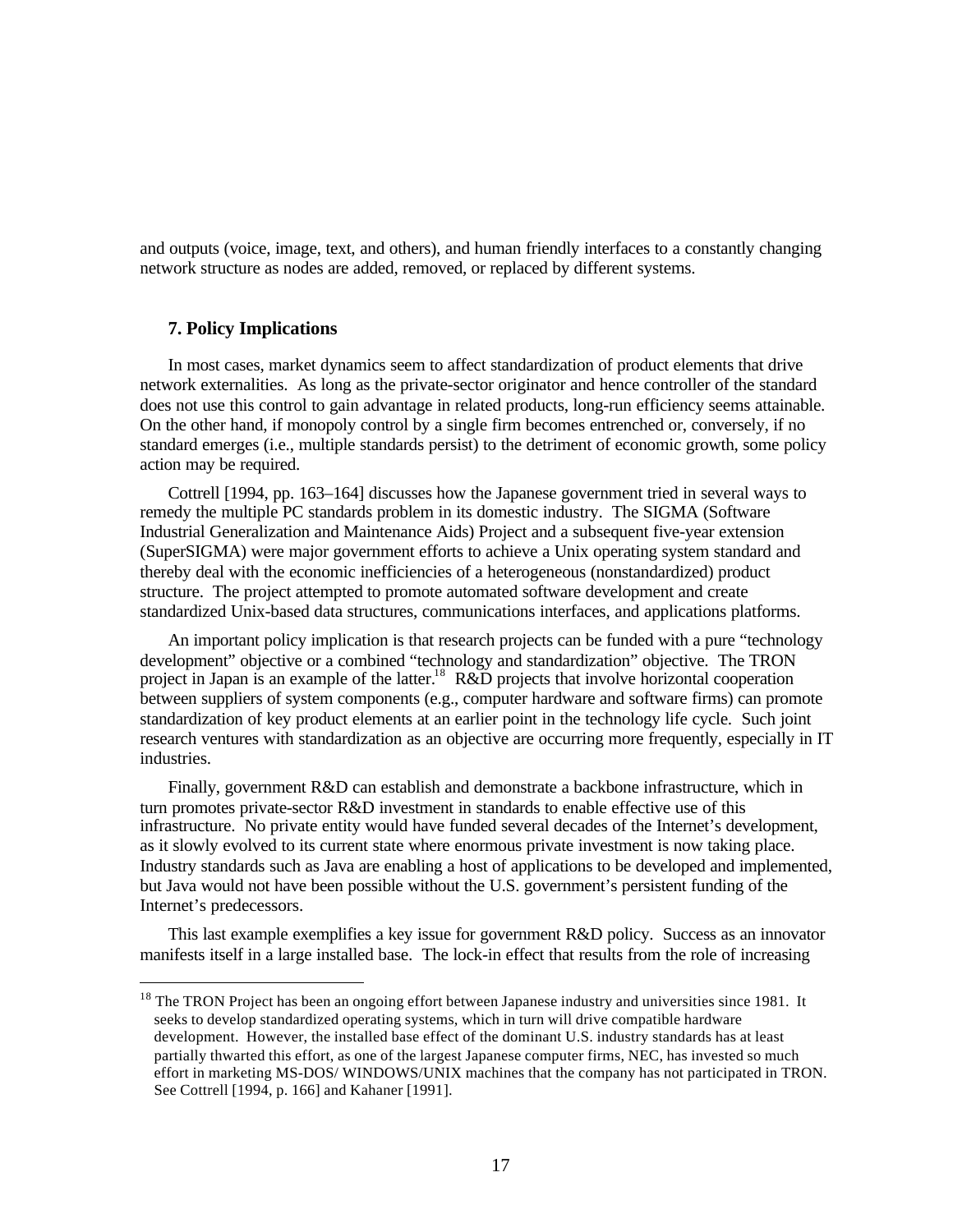and outputs (voice, image, text, and others), and human friendly interfaces to a constantly changing network structure as nodes are added, removed, or replaced by different systems.

## 7. Policy Implications

In most cases, market dynamics seem to affect standardization of product elements that drive network externalities. As long as the private-sector originator and hence controller of the standard does not use this control to gain advantage in related products, long-run efficiency seems attainable. On the other hand, if monopoly control by a single firm becomes entrenched or, conversely, if no standard emerges (i.e., multiple standards persist) to the detriment of economic growth, some policy action may be required.

Cottrell [1994, pp. 163–164] discusses how the Japanese government tried in several ways to remedy the multiple PC standards problem in its domestic industry. The SIGMA (Software Industrial Generalization and Maintenance Aids) Project and a subsequent five-year extension (SuperSIGMA) were major government efforts to achieve a Unix operating system standard and thereby deal with the economic inefficiencies of a heterogeneous (nonstandardized) product structure. The project attempted to promote automated software development and create standardized Unix-based data structures, communications interfaces, and applications platforms.

An important policy implication is that research projects can be funded with a pure "technology development" objective or a combined "technology and standardization" objective. The TRON project in Japan is an example of the latter.[18] R&D projects that involve horizontal cooperation between suppliers of system components (e.g., computer hardware and software firms) can promote standardization of key product elements at an earlier point in the technology life cycle. Such joint research ventures with standardization as an objective are occurring more frequently, especially in IT industries.

Finally, government R&D can establish and demonstrate a backbone infrastructure, which in turn promotes private-sector R&D investment in standards to enable effective use of this infrastructure. No private entity would have funded several decades of the Internet's development, as it slowly evolved to its current state where enormous private investment is now taking place. Industry standards such as Java are enabling a host of applications to be developed and implemented, but Java would not have been possible without the U.S. government's persistent funding of the Internet's predecessors.

This last example exemplifies a key issue for government R&D policy. Success as an innovator manifests itself in a large installed base. The lock-in effect that results from the role of increasing

---

[18] The TRON Project has been an ongoing effort between Japanese industry and universities since 1981. It seeks to develop standardized operating systems, which in turn will drive compatible hardware development. However, the installed base effect of the dominant U.S. industry standards has at least partially thwarted this effort, as one of the largest Japanese computer firms, NEC, has invested so much effort in marketing MS-DOS/ WINDOWS/UNIX machines that the company has not participated in TRON. See Cottrell [1994, p. 166] and Kahaner [1991].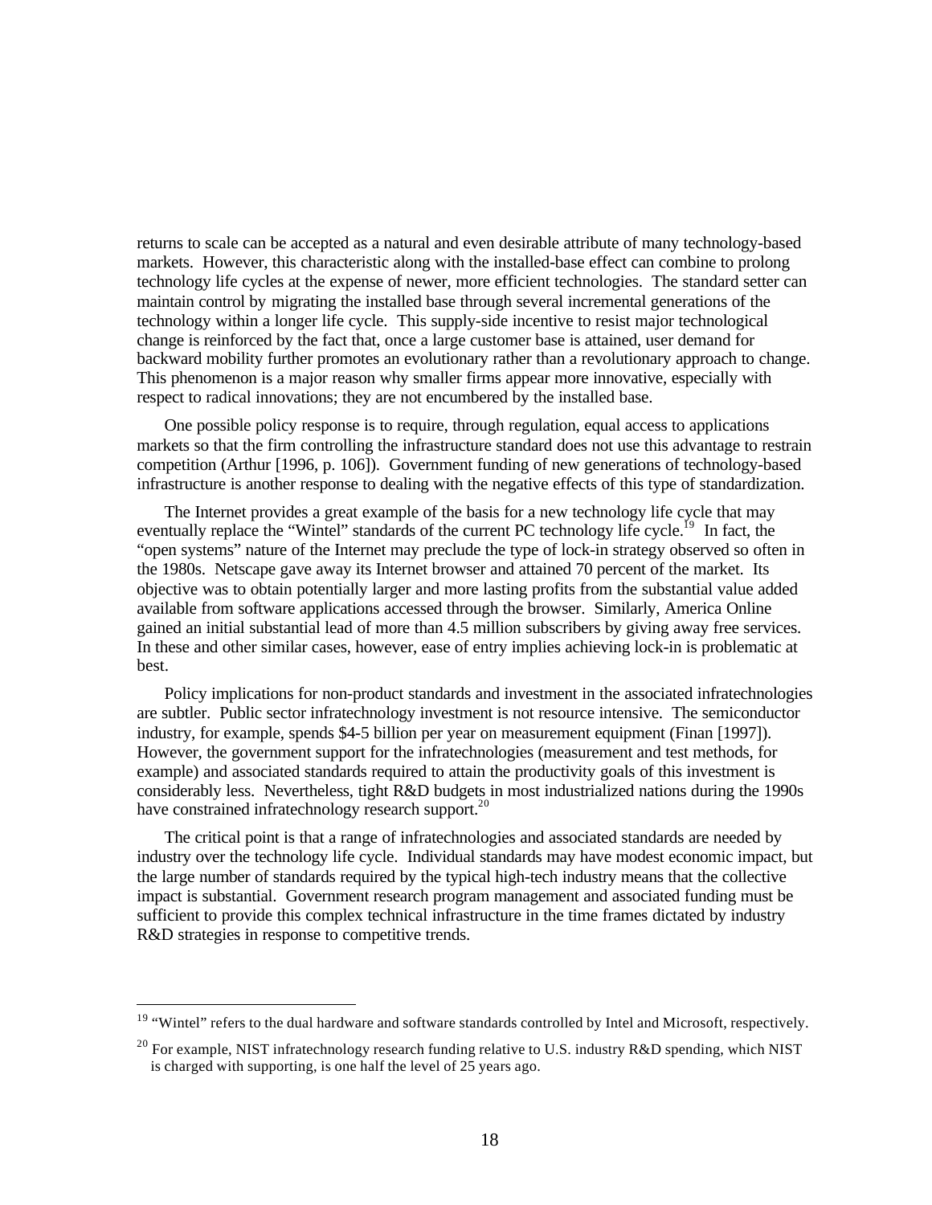returns to scale can be accepted as a natural and even desirable attribute of many technology-based markets. However, this characteristic along with the installed-base effect can combine to prolong technology life cycles at the expense of newer, more efficient technologies. The standard setter can maintain control by migrating the installed base through several incremental generations of the technology within a longer life cycle. This supply-side incentive to resist major technological change is reinforced by the fact that, once a large customer base is attained, user demand for backward mobility further promotes an evolutionary rather than a revolutionary approach to change. This phenomenon is a major reason why smaller firms appear more innovative, especially with respect to radical innovations; they are not encumbered by the installed base.

One possible policy response is to require, through regulation, equal access to applications markets so that the firm controlling the infrastructure standard does not use this advantage to restrain competition (Arthur [1996, p. 106]). Government funding of new generations of technology-based infrastructure is another response to dealing with the negative effects of this type of standardization.

The Internet provides a great example of the basis for a new technology life cycle that may eventually replace the "Wintel" standards of the current PC technology life cycle.[19] In fact, the "open systems" nature of the Internet may preclude the type of lock-in strategy observed so often in the 1980s. Netscape gave away its Internet browser and attained 70 percent of the market. Its objective was to obtain potentially larger and more lasting profits from the substantial value added available from software applications accessed through the browser. Similarly, America Online gained an initial substantial lead of more than 4.5 million subscribers by giving away free services. In these and other similar cases, however, ease of entry implies achieving lock-in is problematic at best.

Policy implications for non-product standards and investment in the associated infratechnologies are subtler. Public sector infratechnology investment is not resource intensive. The semiconductor industry, for example, spends $4-5 billion per year on measurement equipment (Finan [1997]). However, the government support for the infratechnologies (measurement and test methods, for example) and associated standards required to attain the productivity goals of this investment is considerably less. Nevertheless, tight R&D budgets in most industrialized nations during the 1990s have constrained infratechnology research support.[20]

The critical point is that a range of infratechnologies and associated standards are needed by industry over the technology life cycle. Individual standards may have modest economic impact, but the large number of standards required by the typical high-tech industry means that the collective impact is substantial. Government research program management and associated funding must be sufficient to provide this complex technical infrastructure in the time frames dictated by industry R&D strategies in response to competitive trends.

---

[19] "Wintel" refers to the dual hardware and software standards controlled by Intel and Microsoft, respectively.

[20] For example, NIST infratechnology research funding relative to U.S. industry R&D spending, which NIST is charged with supporting, is one half the level of 25 years ago.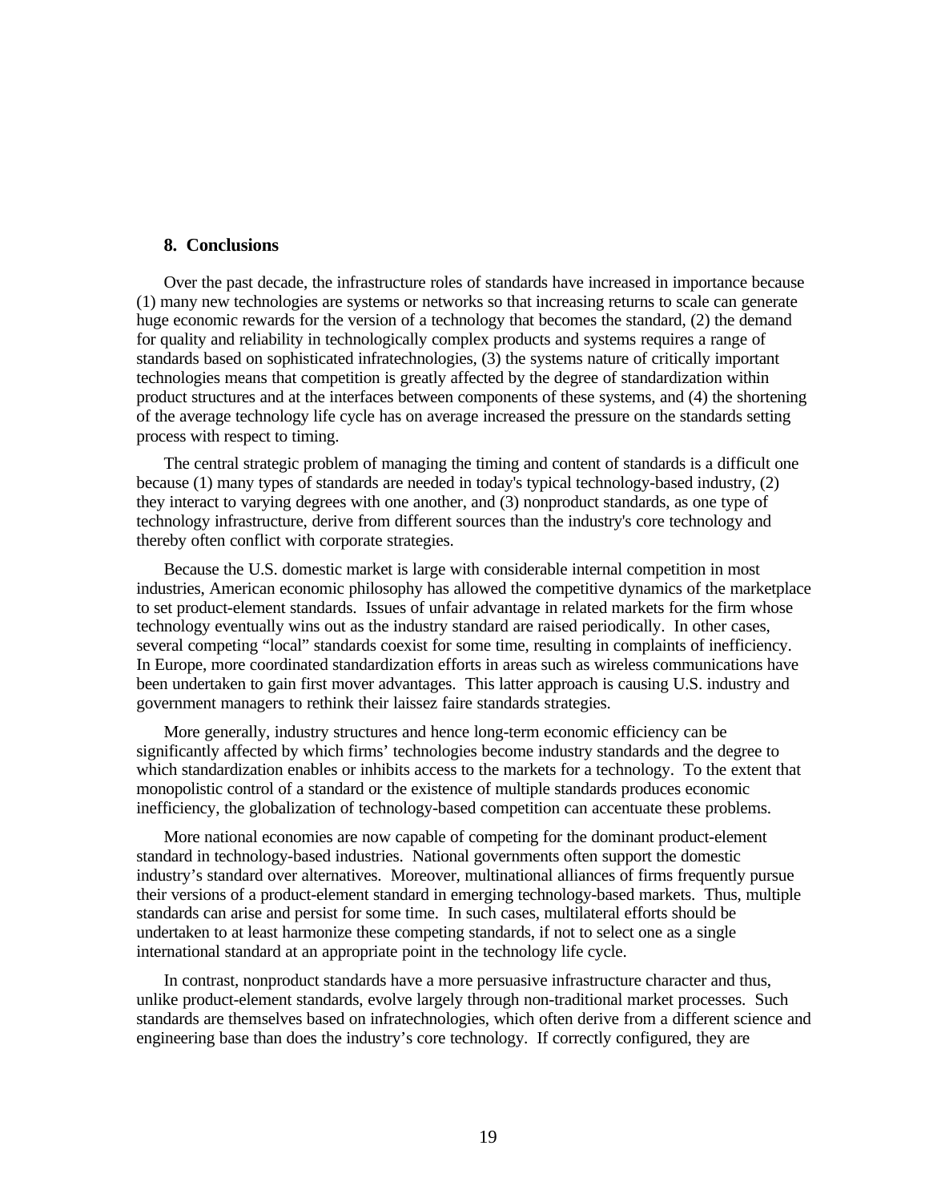## 8. Conclusions

Over the past decade, the infrastructure roles of standards have increased in importance because (1) many new technologies are systems or networks so that increasing returns to scale can generate huge economic rewards for the version of a technology that becomes the standard, (2) the demand for quality and reliability in technologically complex products and systems requires a range of standards based on sophisticated infratechnologies, (3) the systems nature of critically important technologies means that competition is greatly affected by the degree of standardization within product structures and at the interfaces between components of these systems, and (4) the shortening of the average technology life cycle has on average increased the pressure on the standards setting process with respect to timing.

The central strategic problem of managing the timing and content of standards is a difficult one because (1) many types of standards are needed in today's typical technology-based industry, (2) they interact to varying degrees with one another, and (3) nonproduct standards, as one type of technology infrastructure, derive from different sources than the industry's core technology and thereby often conflict with corporate strategies.

Because the U.S. domestic market is large with considerable internal competition in most industries, American economic philosophy has allowed the competitive dynamics of the marketplace to set product-element standards. Issues of unfair advantage in related markets for the firm whose technology eventually wins out as the industry standard are raised periodically. In other cases, several competing "local" standards coexist for some time, resulting in complaints of inefficiency. In Europe, more coordinated standardization efforts in areas such as wireless communications have been undertaken to gain first mover advantages. This latter approach is causing U.S. industry and government managers to rethink their laissez faire standards strategies.

More generally, industry structures and hence long-term economic efficiency can be significantly affected by which firms' technologies become industry standards and the degree to which standardization enables or inhibits access to the markets for a technology. To the extent that monopolistic control of a standard or the existence of multiple standards produces economic inefficiency, the globalization of technology-based competition can accentuate these problems.

More national economies are now capable of competing for the dominant product-element standard in technology-based industries. National governments often support the domestic industry's standard over alternatives. Moreover, multinational alliances of firms frequently pursue their versions of a product-element standard in emerging technology-based markets. Thus, multiple standards can arise and persist for some time. In such cases, multilateral efforts should be undertaken to at least harmonize these competing standards, if not to select one as a single international standard at an appropriate point in the technology life cycle.

In contrast, nonproduct standards have a more persuasive infrastructure character and thus, unlike product-element standards, evolve largely through non-traditional market processes. Such standards are themselves based on infratechnologies, which often derive from a different science and engineering base than does the industry's core technology. If correctly configured, they are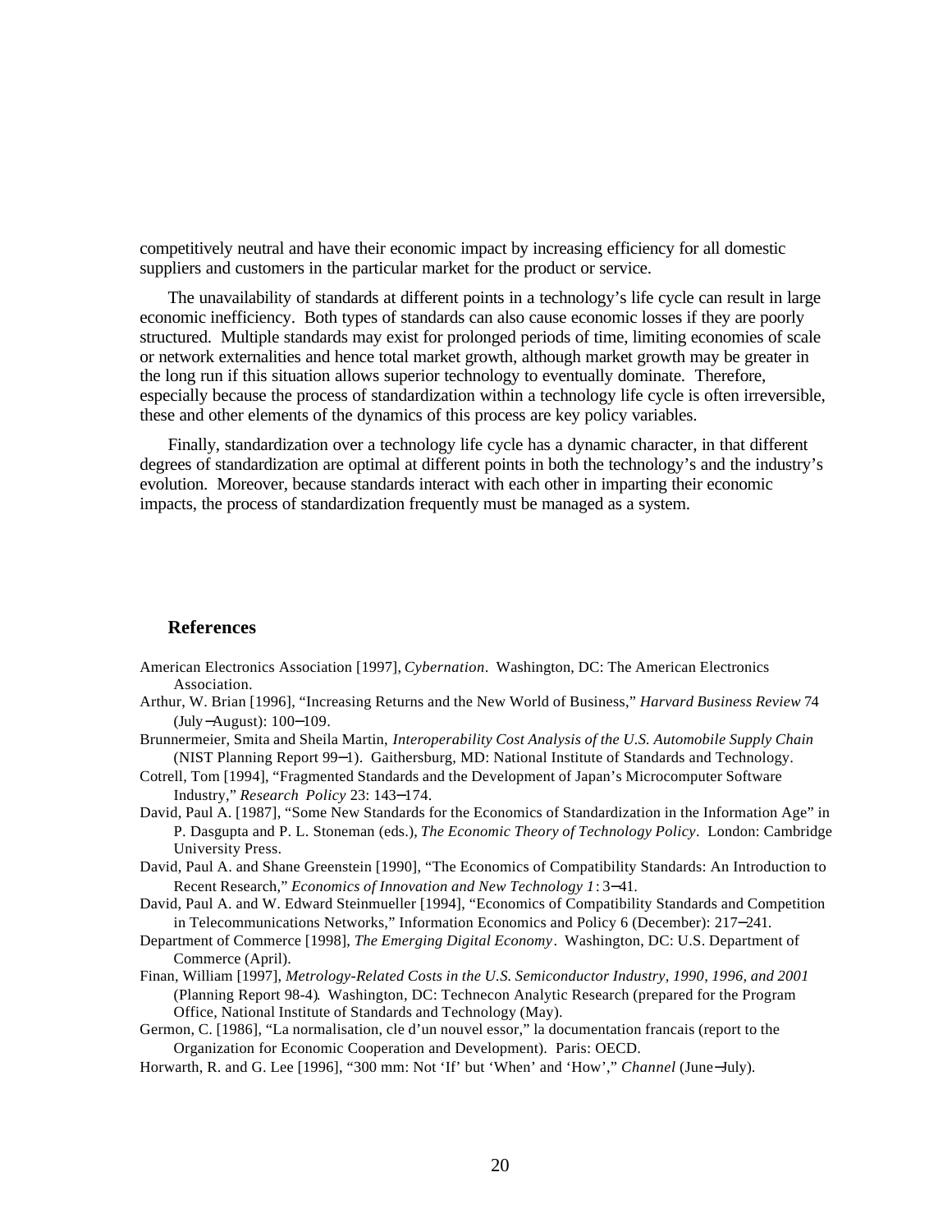competitively neutral and have their economic impact by increasing efficiency for all domestic suppliers and customers in the particular market for the product or service.

The unavailability of standards at different points in a technology's life cycle can result in large economic inefficiency. Both types of standards can also cause economic losses if they are poorly structured. Multiple standards may exist for prolonged periods of time, limiting economies of scale or network externalities and hence total market growth, although market growth may be greater in the long run if this situation allows superior technology to eventually dominate. Therefore, especially because the process of standardization within a technology life cycle is often irreversible, these and other elements of the dynamics of this process are key policy variables.

Finally, standardization over a technology life cycle has a dynamic character, in that different degrees of standardization are optimal at different points in both the technology's and the industry's evolution. Moreover, because standards interact with each other in imparting their economic impacts, the process of standardization frequently must be managed as a system.

## References

American Electronics Association [1997], *Cybernation*. Washington, DC: The American Electronics Association.

Arthur, W. Brian [1996], "Increasing Returns and the New World of Business," *Harvard Business Review* 74 (July–August): 100–109.

Brunnermeier, Smita and Sheila Martin, *Interoperability Cost Analysis of the U.S. Automobile Supply Chain* (NIST Planning Report 99–1). Gaithersburg, MD: National Institute of Standards and Technology.

Cotrell, Tom [1994], "Fragmented Standards and the Development of Japan's Microcomputer Software Industry," *Research Policy* 23: 143–174.

David, Paul A. [1987], "Some New Standards for the Economics of Standardization in the Information Age" in P. Dasgupta and P. L. Stoneman (eds.), *The Economic Theory of Technology Policy*. London: Cambridge University Press.

David, Paul A. and Shane Greenstein [1990], "The Economics of Compatibility Standards: An Introduction to Recent Research," *Economics of Innovation and New Technology 1*: 3–41.

David, Paul A. and W. Edward Steinmueller [1994], "Economics of Compatibility Standards and Competition in Telecommunications Networks," Information Economics and Policy 6 (December): 217–241.

Department of Commerce [1998], *The Emerging Digital Economy*. Washington, DC: U.S. Department of Commerce (April).

Finan, William [1997], *Metrology-Related Costs in the U.S. Semiconductor Industry, 1990, 1996, and 2001* (Planning Report 98-4). Washington, DC: Technecon Analytic Research (prepared for the Program Office, National Institute of Standards and Technology (May).

Germon, C. [1986], "La normalisation, cle d'un nouvel essor," la documentation francais (report to the Organization for Economic Cooperation and Development). Paris: OECD.

Horwarth, R. and G. Lee [1996], "300 mm: Not 'If' but 'When' and 'How'," *Channel* (June–July).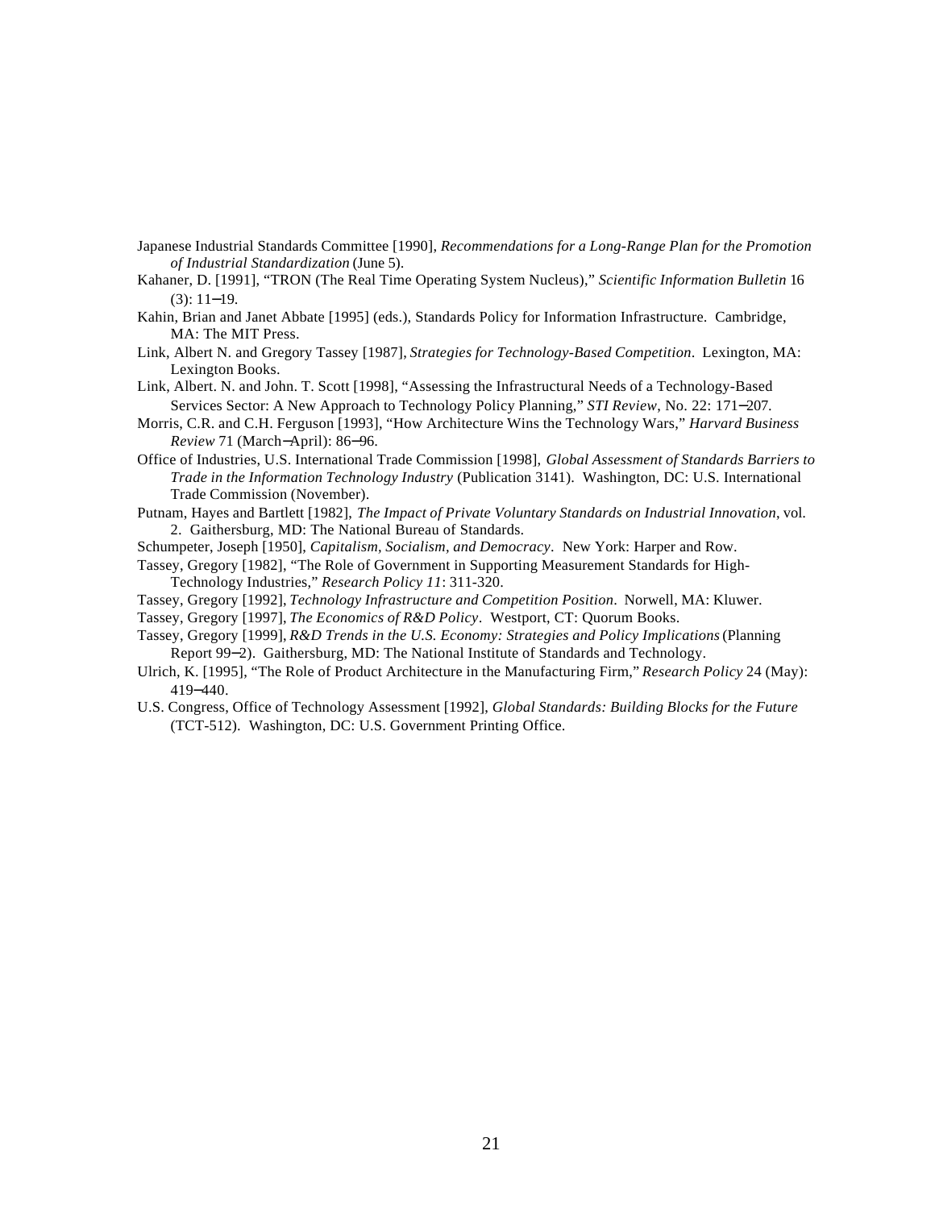Japanese Industrial Standards Committee [1990], *Recommendations for a Long-Range Plan for the Promotion of Industrial Standardization* (June 5).

Kahaner, D. [1991], "TRON (The Real Time Operating System Nucleus)," *Scientific Information Bulletin* 16 (3): 11–19.

Kahin, Brian and Janet Abbate [1995] (eds.), Standards Policy for Information Infrastructure. Cambridge, MA: The MIT Press.

Link, Albert N. and Gregory Tassey [1987], *Strategies for Technology-Based Competition*. Lexington, MA: Lexington Books.

Link, Albert. N. and John. T. Scott [1998], "Assessing the Infrastructural Needs of a Technology-Based Services Sector: A New Approach to Technology Policy Planning," *STI Review*, No. 22: 171–207.

Morris, C.R. and C.H. Ferguson [1993], "How Architecture Wins the Technology Wars," *Harvard Business Review* 71 (March–April): 86–96.

Office of Industries, U.S. International Trade Commission [1998], *Global Assessment of Standards Barriers to Trade in the Information Technology Industry* (Publication 3141). Washington, DC: U.S. International Trade Commission (November).

Putnam, Hayes and Bartlett [1982], *The Impact of Private Voluntary Standards on Industrial Innovation*, vol. 2. Gaithersburg, MD: The National Bureau of Standards.

Schumpeter, Joseph [1950], *Capitalism, Socialism, and Democracy*. New York: Harper and Row.

Tassey, Gregory [1982], "The Role of Government in Supporting Measurement Standards for High-Technology Industries," *Research Policy 11*: 311-320.

Tassey, Gregory [1992], *Technology Infrastructure and Competition Position*. Norwell, MA: Kluwer.

Tassey, Gregory [1997], *The Economics of R&D Policy*. Westport, CT: Quorum Books.

Tassey, Gregory [1999], *R&D Trends in the U.S. Economy: Strategies and Policy Implications* (Planning Report 99–2). Gaithersburg, MD: The National Institute of Standards and Technology.

Ulrich, K. [1995], "The Role of Product Architecture in the Manufacturing Firm," *Research Policy* 24 (May): 419–440.

U.S. Congress, Office of Technology Assessment [1992], *Global Standards: Building Blocks for the Future* (TCT-512). Washington, DC: U.S. Government Printing Office.